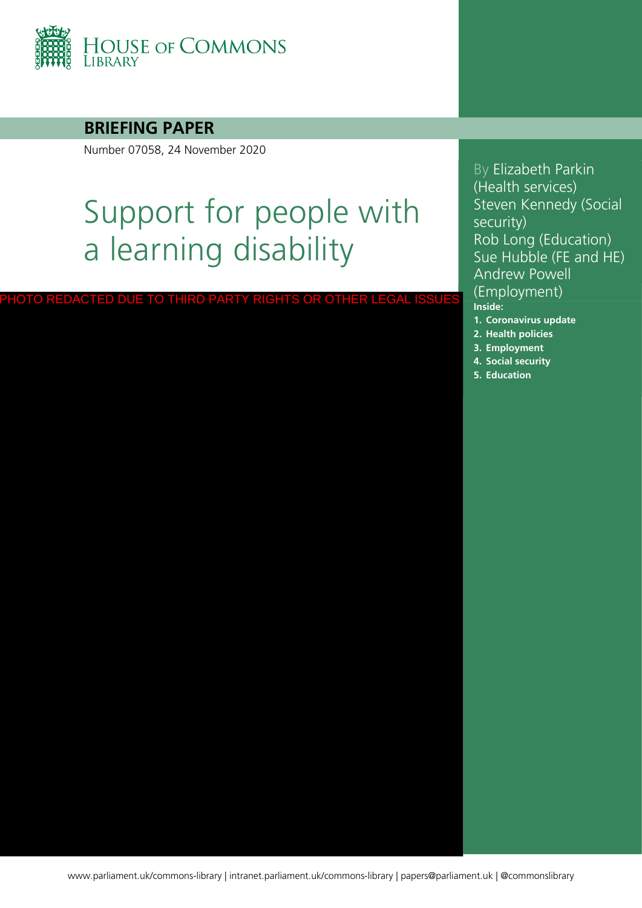HOUSE OF COMMONS LIBRARY

**BRIEFING PAPER**

Number 07058, 24 November 2020

# Support for people with a learning disability

PHOTO REDACTED DUE TO THIRD PARTY RIGHTS OR OTHER LEGAL ISSUES

By Elizabeth Parkin (Health services)
Steven Kennedy (Social security)
Rob Long (Education)
Sue Hubble (FE and HE)
Andrew Powell (Employment)

**Inside:**

1. **Coronavirus update**
2. **Health policies**
3. **Employment**
4. **Social security**
5. **Education**

www.parliament.uk/commons-library | intranet.parliament.uk/commons-library | papers@parliament.uk | @commonslibrary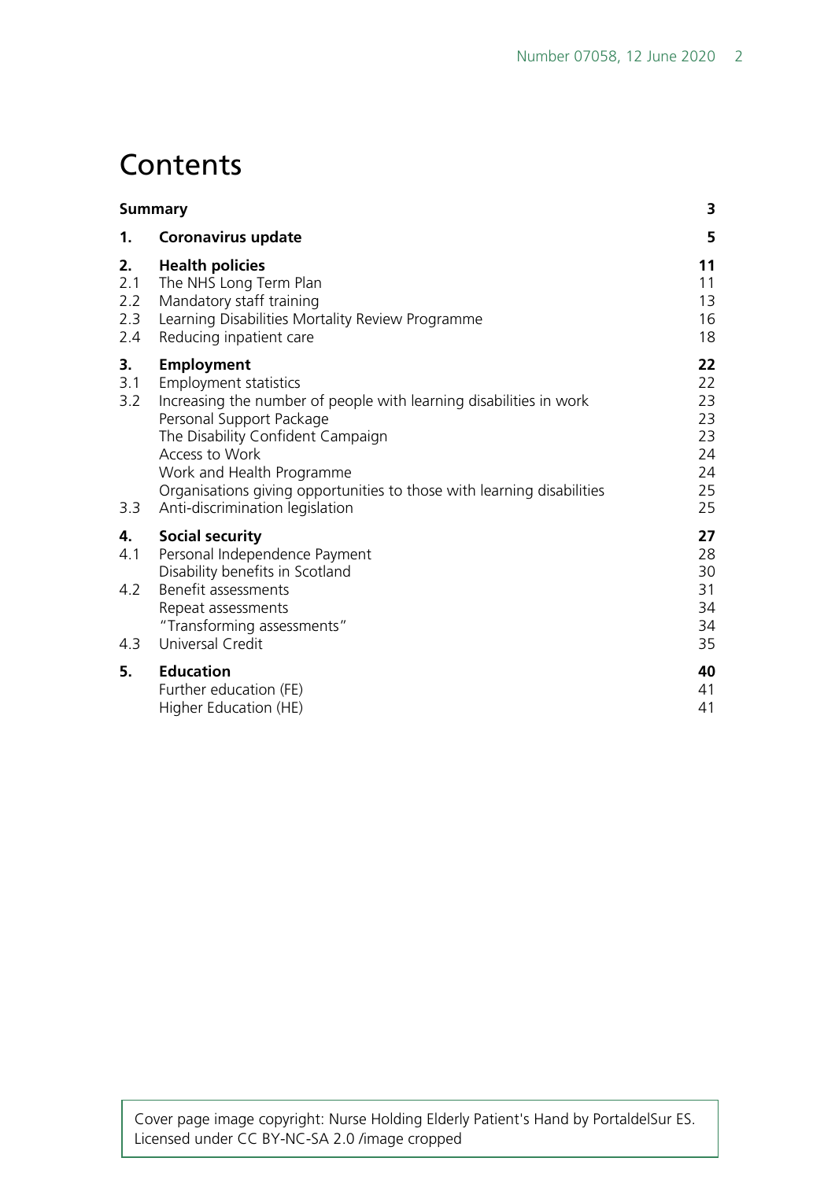# Contents

| | | |
|---|---|---|
| **Summary** | | **3** |
| **1.** | **Coronavirus update** | **5** |
| **2.** | **Health policies** | **11** |
| 2.1 | The NHS Long Term Plan | 11 |
| 2.2 | Mandatory staff training | 13 |
| 2.3 | Learning Disabilities Mortality Review Programme | 16 |
| 2.4 | Reducing inpatient care | 18 |
| **3.** | **Employment** | **22** |
| 3.1 | Employment statistics | 22 |
| 3.2 | Increasing the number of people with learning disabilities in work | 23 |
| | Personal Support Package | 23 |
| | The Disability Confident Campaign | 23 |
| | Access to Work | 24 |
| | Work and Health Programme | 24 |
| | Organisations giving opportunities to those with learning disabilities | 25 |
| 3.3 | Anti-discrimination legislation | 25 |
| **4.** | **Social security** | **27** |
| 4.1 | Personal Independence Payment | 28 |
| | Disability benefits in Scotland | 30 |
| 4.2 | Benefit assessments | 31 |
| | Repeat assessments | 34 |
| | "Transforming assessments" | 34 |
| 4.3 | Universal Credit | 35 |
| **5.** | **Education** | **40** |
| | Further education (FE) | 41 |
| | Higher Education (HE) | 41 |

Cover page image copyright: Nurse Holding Elderly Patient's Hand by PortaldelSur ES. Licensed under CC BY-NC-SA 2.0 /image cropped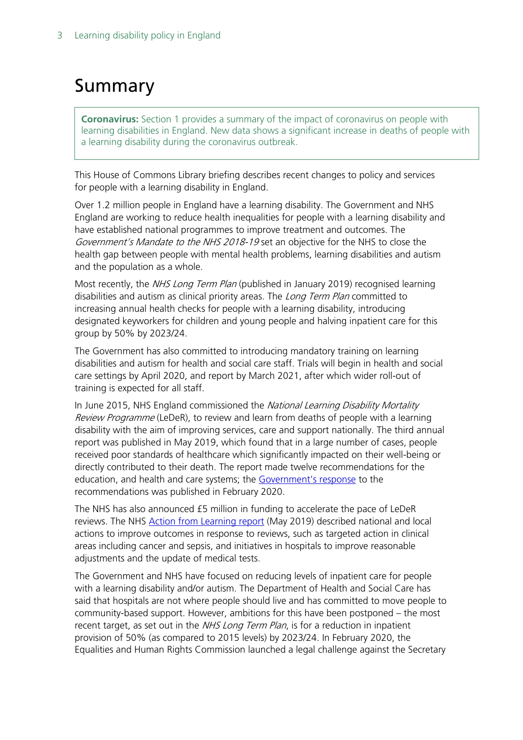# Summary

> **Coronavirus:** Section 1 provides a summary of the impact of coronavirus on people with learning disabilities in England. New data shows a significant increase in deaths of people with a learning disability during the coronavirus outbreak.

This House of Commons Library briefing describes recent changes to policy and services for people with a learning disability in England.

Over 1.2 million people in England have a learning disability. The Government and NHS England are working to reduce health inequalities for people with a learning disability and have established national programmes to improve treatment and outcomes. The *Government's Mandate to the NHS 2018-19* set an objective for the NHS to close the health gap between people with mental health problems, learning disabilities and autism and the population as a whole.

Most recently, the *NHS Long Term Plan* (published in January 2019) recognised learning disabilities and autism as clinical priority areas. The *Long Term Plan* committed to increasing annual health checks for people with a learning disability, introducing designated keyworkers for children and young people and halving inpatient care for this group by 50% by 2023/24.

The Government has also committed to introducing mandatory training on learning disabilities and autism for health and social care staff. Trials will begin in health and social care settings by April 2020, and report by March 2021, after which wider roll-out of training is expected for all staff.

In June 2015, NHS England commissioned the *National Learning Disability Mortality Review Programme* (LeDeR), to review and learn from deaths of people with a learning disability with the aim of improving services, care and support nationally. The third annual report was published in May 2019, which found that in a large number of cases, people received poor standards of healthcare which significantly impacted on their well-being or directly contributed to their death. The report made twelve recommendations for the education, and health and care systems; the Government's response to the recommendations was published in February 2020.

The NHS has also announced £5 million in funding to accelerate the pace of LeDeR reviews. The NHS Action from Learning report (May 2019) described national and local actions to improve outcomes in response to reviews, such as targeted action in clinical areas including cancer and sepsis, and initiatives in hospitals to improve reasonable adjustments and the update of medical tests.

The Government and NHS have focused on reducing levels of inpatient care for people with a learning disability and/or autism. The Department of Health and Social Care has said that hospitals are not where people should live and has committed to move people to community-based support. However, ambitions for this have been postponed – the most recent target, as set out in the *NHS Long Term Plan*, is for a reduction in inpatient provision of 50% (as compared to 2015 levels) by 2023/24. In February 2020, the Equalities and Human Rights Commission launched a legal challenge against the Secretary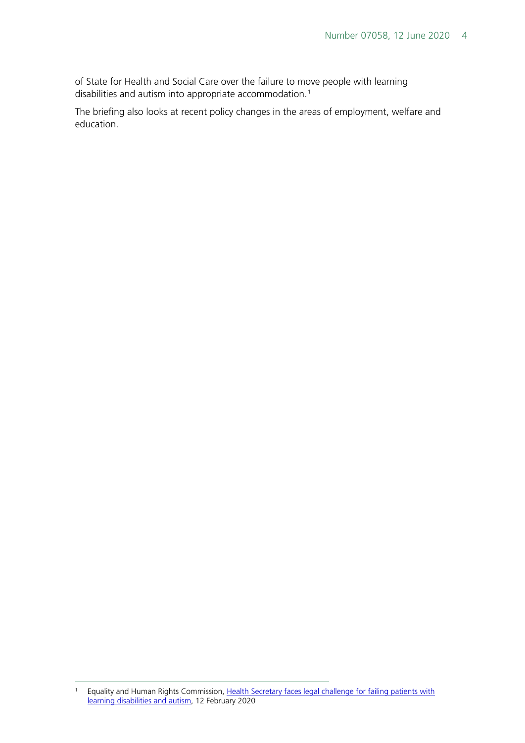of State for Health and Social Care over the failure to move people with learning disabilities and autism into appropriate accommodation.[1]

The briefing also looks at recent policy changes in the areas of employment, welfare and education.

---

[1] Equality and Human Rights Commission, [Health Secretary faces legal challenge for failing patients with learning disabilities and autism](), 12 February 2020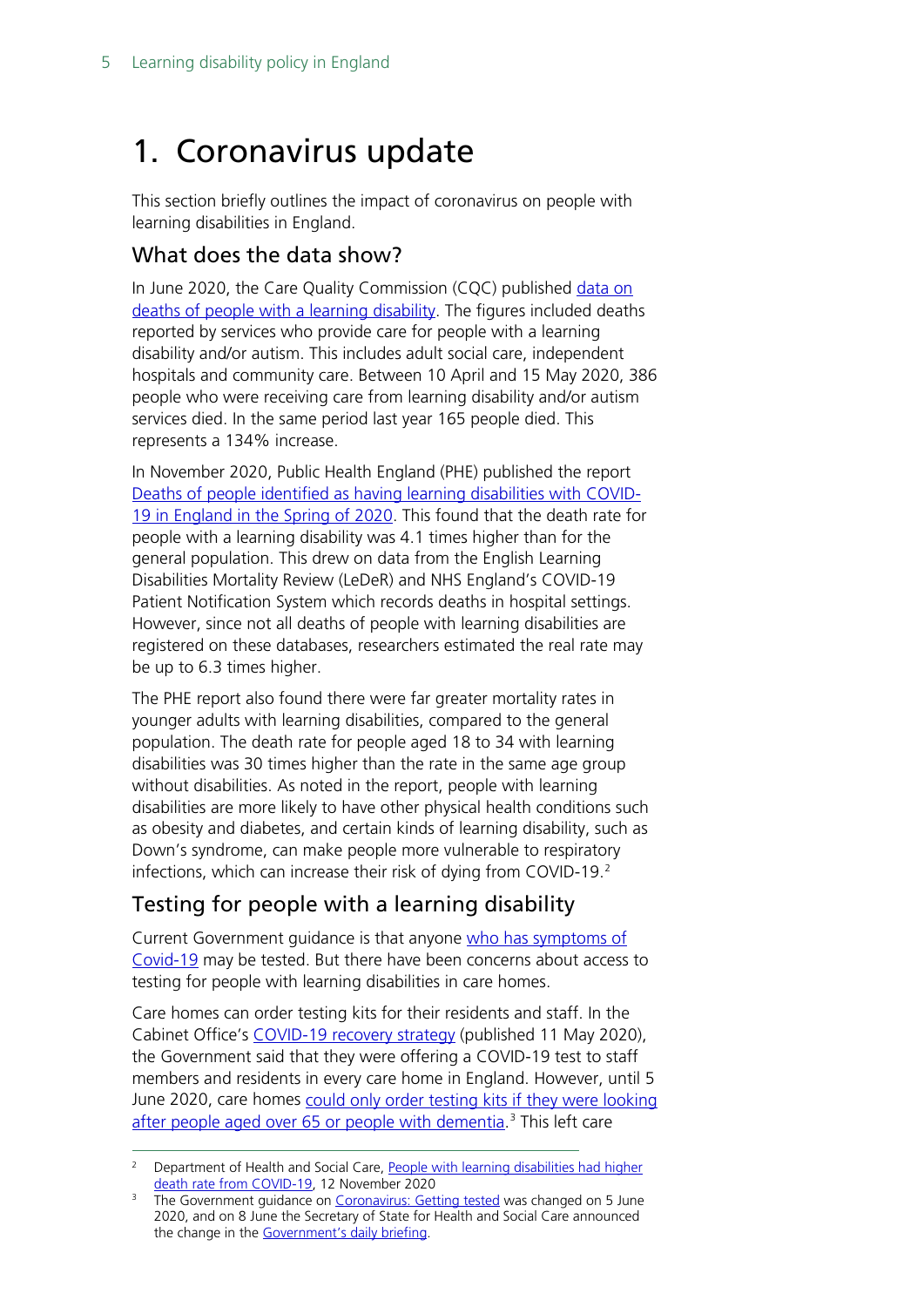# 1. Coronavirus update

This section briefly outlines the impact of coronavirus on people with learning disabilities in England.

## What does the data show?

In June 2020, the Care Quality Commission (CQC) published data on deaths of people with a learning disability. The figures included deaths reported by services who provide care for people with a learning disability and/or autism. This includes adult social care, independent hospitals and community care. Between 10 April and 15 May 2020, 386 people who were receiving care from learning disability and/or autism services died. In the same period last year 165 people died. This represents a 134% increase.

In November 2020, Public Health England (PHE) published the report Deaths of people identified as having learning disabilities with COVID-19 in England in the Spring of 2020. This found that the death rate for people with a learning disability was 4.1 times higher than for the general population. This drew on data from the English Learning Disabilities Mortality Review (LeDeR) and NHS England's COVID-19 Patient Notification System which records deaths in hospital settings. However, since not all deaths of people with learning disabilities are registered on these databases, researchers estimated the real rate may be up to 6.3 times higher.

The PHE report also found there were far greater mortality rates in younger adults with learning disabilities, compared to the general population. The death rate for people aged 18 to 34 with learning disabilities was 30 times higher than the rate in the same age group without disabilities. As noted in the report, people with learning disabilities are more likely to have other physical health conditions such as obesity and diabetes, and certain kinds of learning disability, such as Down's syndrome, can make people more vulnerable to respiratory infections, which can increase their risk of dying from COVID-19.[2]

## Testing for people with a learning disability

Current Government guidance is that anyone who has symptoms of Covid-19 may be tested. But there have been concerns about access to testing for people with learning disabilities in care homes.

Care homes can order testing kits for their residents and staff. In the Cabinet Office's COVID-19 recovery strategy (published 11 May 2020), the Government said that they were offering a COVID-19 test to staff members and residents in every care home in England. However, until 5 June 2020, care homes could only order testing kits if they were looking after people aged over 65 or people with dementia.[3] This left care

---

[2] Department of Health and Social Care, People with learning disabilities had higher death rate from COVID-19, 12 November 2020

[3] The Government guidance on Coronavirus: Getting tested was changed on 5 June 2020, and on 8 June the Secretary of State for Health and Social Care announced the change in the Government's daily briefing.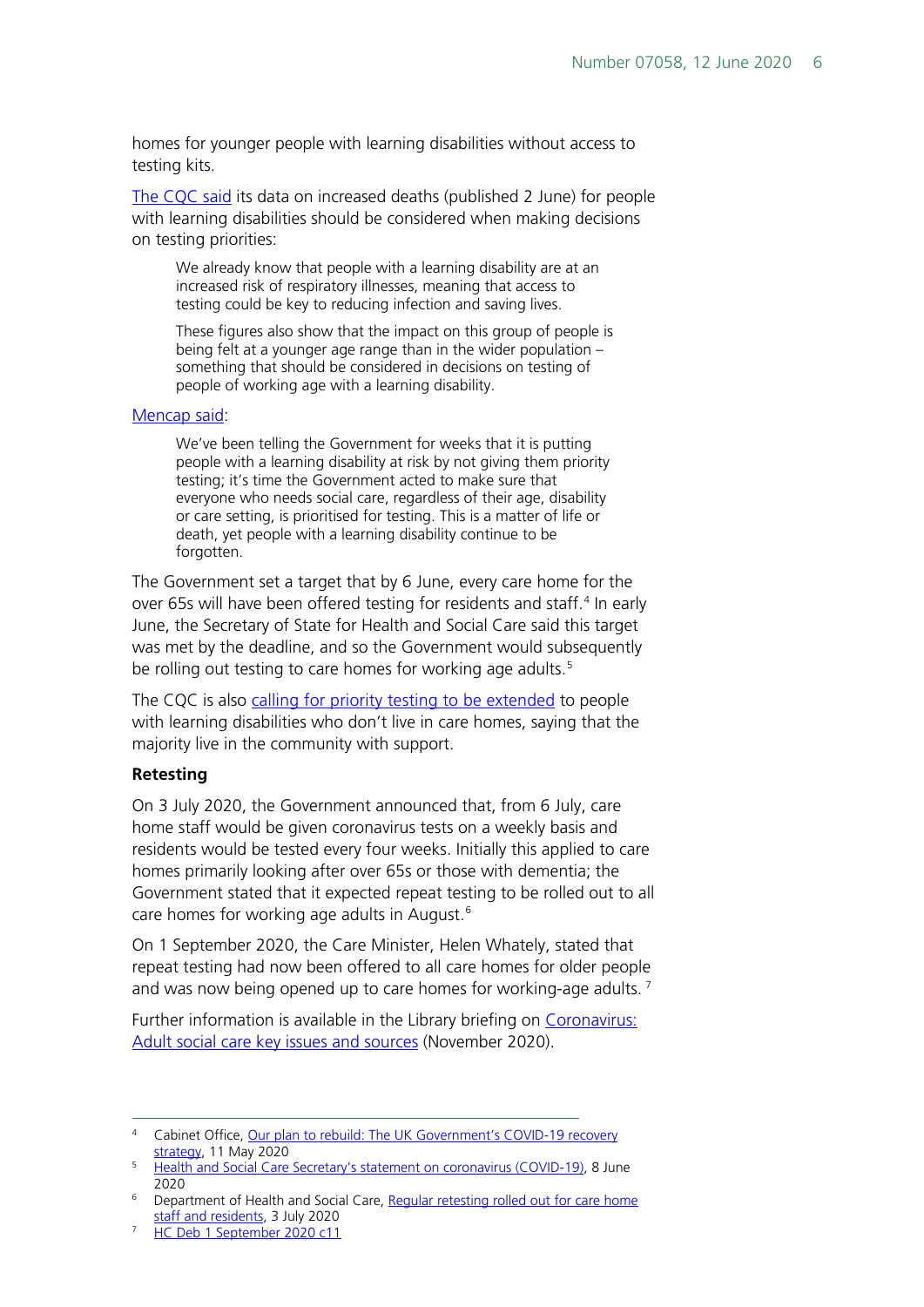homes for younger people with learning disabilities without access to testing kits.

[The CQC said](#) its data on increased deaths (published 2 June) for people with learning disabilities should be considered when making decisions on testing priorities:

> We already know that people with a learning disability are at an increased risk of respiratory illnesses, meaning that access to testing could be key to reducing infection and saving lives.
>
> These figures also show that the impact on this group of people is being felt at a younger age range than in the wider population – something that should be considered in decisions on testing of people of working age with a learning disability.

[Mencap said](#):

> We've been telling the Government for weeks that it is putting people with a learning disability at risk by not giving them priority testing; it's time the Government acted to make sure that everyone who needs social care, regardless of their age, disability or care setting, is prioritised for testing. This is a matter of life or death, yet people with a learning disability continue to be forgotten.

The Government set a target that by 6 June, every care home for the over 65s will have been offered testing for residents and staff.[4] In early June, the Secretary of State for Health and Social Care said this target was met by the deadline, and so the Government would subsequently be rolling out testing to care homes for working age adults.[5]

The CQC is also [calling for priority testing to be extended](#) to people with learning disabilities who don't live in care homes, saying that the majority live in the community with support.

**Retesting**

On 3 July 2020, the Government announced that, from 6 July, care home staff would be given coronavirus tests on a weekly basis and residents would be tested every four weeks. Initially this applied to care homes primarily looking after over 65s or those with dementia; the Government stated that it expected repeat testing to be rolled out to all care homes for working age adults in August.[6]

On 1 September 2020, the Care Minister, Helen Whately, stated that repeat testing had now been offered to all care homes for older people and was now being opened up to care homes for working-age adults.[7]

Further information is available in the Library briefing on [Coronavirus: Adult social care key issues and sources](#) (November 2020).

---

[4] Cabinet Office, [Our plan to rebuild: The UK Government's COVID-19 recovery strategy](#), 11 May 2020

[5] [Health and Social Care Secretary's statement on coronavirus (COVID-19)](#), 8 June 2020

[6] Department of Health and Social Care, [Regular retesting rolled out for care home staff and residents](#), 3 July 2020

[7] [HC Deb 1 September 2020 c11](#)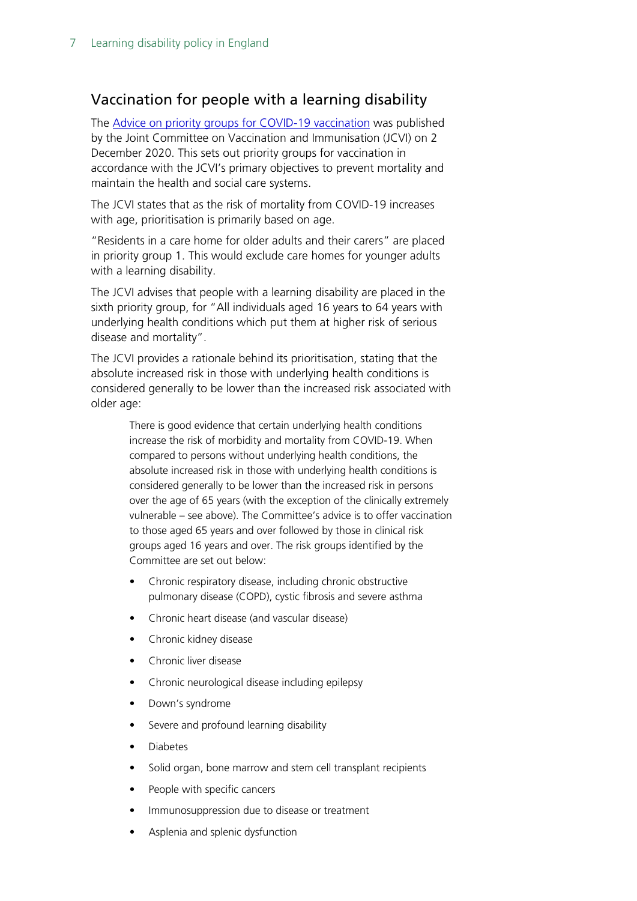## Vaccination for people with a learning disability

The [Advice on priority groups for COVID-19 vaccination](#) was published by the Joint Committee on Vaccination and Immunisation (JCVI) on 2 December 2020. This sets out priority groups for vaccination in accordance with the JCVI's primary objectives to prevent mortality and maintain the health and social care systems.

The JCVI states that as the risk of mortality from COVID-19 increases with age, prioritisation is primarily based on age.

"Residents in a care home for older adults and their carers" are placed in priority group 1. This would exclude care homes for younger adults with a learning disability.

The JCVI advises that people with a learning disability are placed in the sixth priority group, for "All individuals aged 16 years to 64 years with underlying health conditions which put them at higher risk of serious disease and mortality".

The JCVI provides a rationale behind its prioritisation, stating that the absolute increased risk in those with underlying health conditions is considered generally to be lower than the increased risk associated with older age:

> There is good evidence that certain underlying health conditions increase the risk of morbidity and mortality from COVID-19. When compared to persons without underlying health conditions, the absolute increased risk in those with underlying health conditions is considered generally to be lower than the increased risk in persons over the age of 65 years (with the exception of the clinically extremely vulnerable – see above). The Committee's advice is to offer vaccination to those aged 65 years and over followed by those in clinical risk groups aged 16 years and over. The risk groups identified by the Committee are set out below:
>
> - Chronic respiratory disease, including chronic obstructive pulmonary disease (COPD), cystic fibrosis and severe asthma
> - Chronic heart disease (and vascular disease)
> - Chronic kidney disease
> - Chronic liver disease
> - Chronic neurological disease including epilepsy
> - Down's syndrome
> - Severe and profound learning disability
> - Diabetes
> - Solid organ, bone marrow and stem cell transplant recipients
> - People with specific cancers
> - Immunosuppression due to disease or treatment
> - Asplenia and splenic dysfunction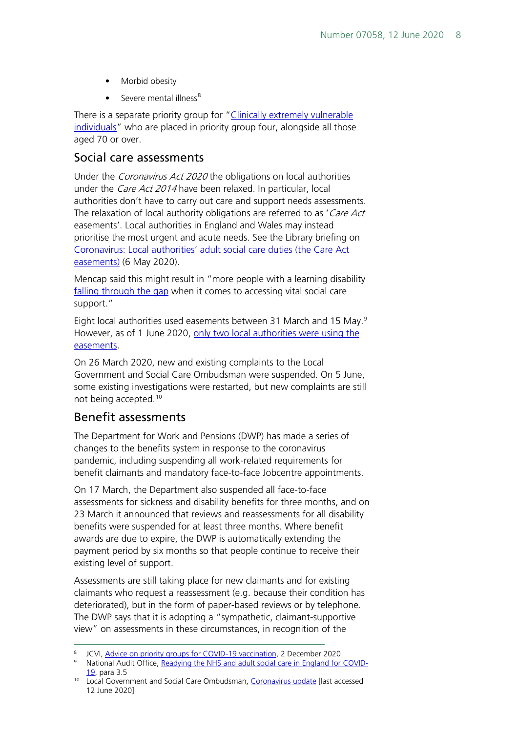- Morbid obesity
- Severe mental illness[8]

There is a separate priority group for "Clinically extremely vulnerable individuals" who are placed in priority group four, alongside all those aged 70 or over.

## Social care assessments

Under the *Coronavirus Act 2020* the obligations on local authorities under the *Care Act 2014* have been relaxed. In particular, local authorities don't have to carry out care and support needs assessments. The relaxation of local authority obligations are referred to as '*Care Act* easements'. Local authorities in England and Wales may instead prioritise the most urgent and acute needs. See the Library briefing on Coronavirus: Local authorities' adult social care duties (the Care Act easements) (6 May 2020).

Mencap said this might result in "more people with a learning disability falling through the gap when it comes to accessing vital social care support."

Eight local authorities used easements between 31 March and 15 May.[9] However, as of 1 June 2020, only two local authorities were using the easements.

On 26 March 2020, new and existing complaints to the Local Government and Social Care Ombudsman were suspended. On 5 June, some existing investigations were restarted, but new complaints are still not being accepted.[10]

## Benefit assessments

The Department for Work and Pensions (DWP) has made a series of changes to the benefits system in response to the coronavirus pandemic, including suspending all work-related requirements for benefit claimants and mandatory face-to-face Jobcentre appointments.

On 17 March, the Department also suspended all face-to-face assessments for sickness and disability benefits for three months, and on 23 March it announced that reviews and reassessments for all disability benefits were suspended for at least three months. Where benefit awards are due to expire, the DWP is automatically extending the payment period by six months so that people continue to receive their existing level of support.

Assessments are still taking place for new claimants and for existing claimants who request a reassessment (e.g. because their condition has deteriorated), but in the form of paper-based reviews or by telephone. The DWP says that it is adopting a "sympathetic, claimant-supportive view" on assessments in these circumstances, in recognition of the

---

[8] JCVI, Advice on priority groups for COVID-19 vaccination, 2 December 2020

[9] National Audit Office, Readying the NHS and adult social care in England for COVID-19, para 3.5

[10] Local Government and Social Care Ombudsman, Coronavirus update [last accessed 12 June 2020]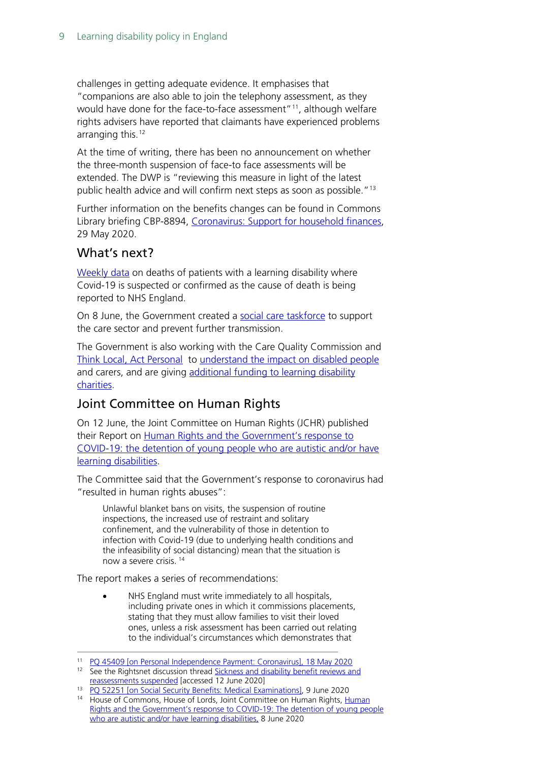challenges in getting adequate evidence. It emphasises that "companions are also able to join the telephony assessment, as they would have done for the face-to-face assessment"[11], although welfare rights advisers have reported that claimants have experienced problems arranging this.[12]

At the time of writing, there has been no announcement on whether the three-month suspension of face-to face assessments will be extended. The DWP is "reviewing this measure in light of the latest public health advice and will confirm next steps as soon as possible."[13]

Further information on the benefits changes can be found in Commons Library briefing CBP-8894, Coronavirus: Support for household finances, 29 May 2020.

## What's next?

Weekly data on deaths of patients with a learning disability where Covid-19 is suspected or confirmed as the cause of death is being reported to NHS England.

On 8 June, the Government created a social care taskforce to support the care sector and prevent further transmission.

The Government is also working with the Care Quality Commission and Think Local, Act Personal to understand the impact on disabled people and carers, and are giving additional funding to learning disability charities.

## Joint Committee on Human Rights

On 12 June, the Joint Committee on Human Rights (JCHR) published their Report on Human Rights and the Government's response to COVID-19: the detention of young people who are autistic and/or have learning disabilities.

The Committee said that the Government's response to coronavirus had "resulted in human rights abuses":

> Unlawful blanket bans on visits, the suspension of routine inspections, the increased use of restraint and solitary confinement, and the vulnerability of those in detention to infection with Covid-19 (due to underlying health conditions and the infeasibility of social distancing) mean that the situation is now a severe crisis.[14]

The report makes a series of recommendations:

- NHS England must write immediately to all hospitals, including private ones in which it commissions placements, stating that they must allow families to visit their loved ones, unless a risk assessment has been carried out relating to the individual's circumstances which demonstrates that

---

[11] PQ 45409 [on Personal Independence Payment: Coronavirus], 18 May 2020

[12] See the Rightsnet discussion thread Sickness and disability benefit reviews and reassessments suspended [accessed 12 June 2020]

[13] PQ 52251 [on Social Security Benefits: Medical Examinations], 9 June 2020

[14] House of Commons, House of Lords, Joint Committee on Human Rights, Human Rights and the Government's response to COVID-19: The detention of young people who are autistic and/or have learning disabilities, 8 June 2020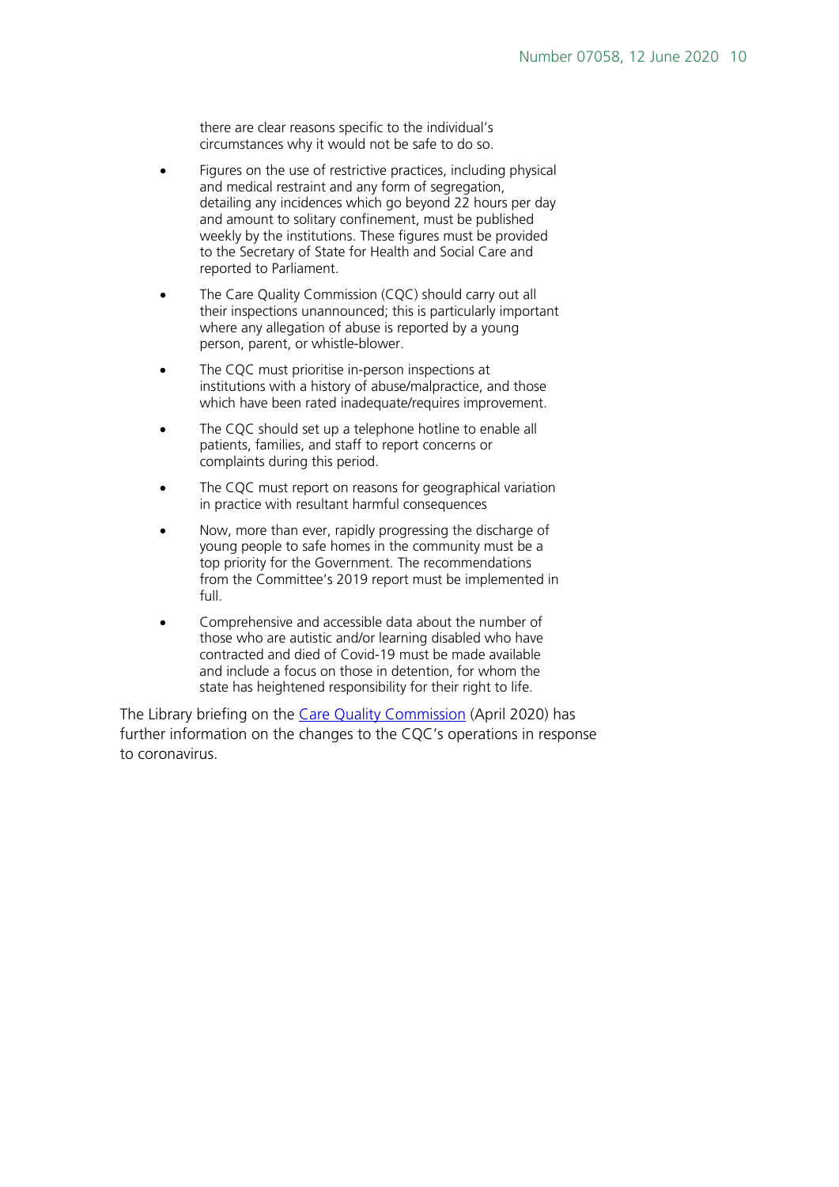there are clear reasons specific to the individual's circumstances why it would not be safe to do so.

- Figures on the use of restrictive practices, including physical and medical restraint and any form of segregation, detailing any incidences which go beyond 22 hours per day and amount to solitary confinement, must be published weekly by the institutions. These figures must be provided to the Secretary of State for Health and Social Care and reported to Parliament.
- The Care Quality Commission (CQC) should carry out all their inspections unannounced; this is particularly important where any allegation of abuse is reported by a young person, parent, or whistle-blower.
- The CQC must prioritise in-person inspections at institutions with a history of abuse/malpractice, and those which have been rated inadequate/requires improvement.
- The CQC should set up a telephone hotline to enable all patients, families, and staff to report concerns or complaints during this period.
- The CQC must report on reasons for geographical variation in practice with resultant harmful consequences
- Now, more than ever, rapidly progressing the discharge of young people to safe homes in the community must be a top priority for the Government. The recommendations from the Committee's 2019 report must be implemented in full.
- Comprehensive and accessible data about the number of those who are autistic and/or learning disabled who have contracted and died of Covid-19 must be made available and include a focus on those in detention, for whom the state has heightened responsibility for their right to life.

The Library briefing on the Care Quality Commission (April 2020) has further information on the changes to the CQC's operations in response to coronavirus.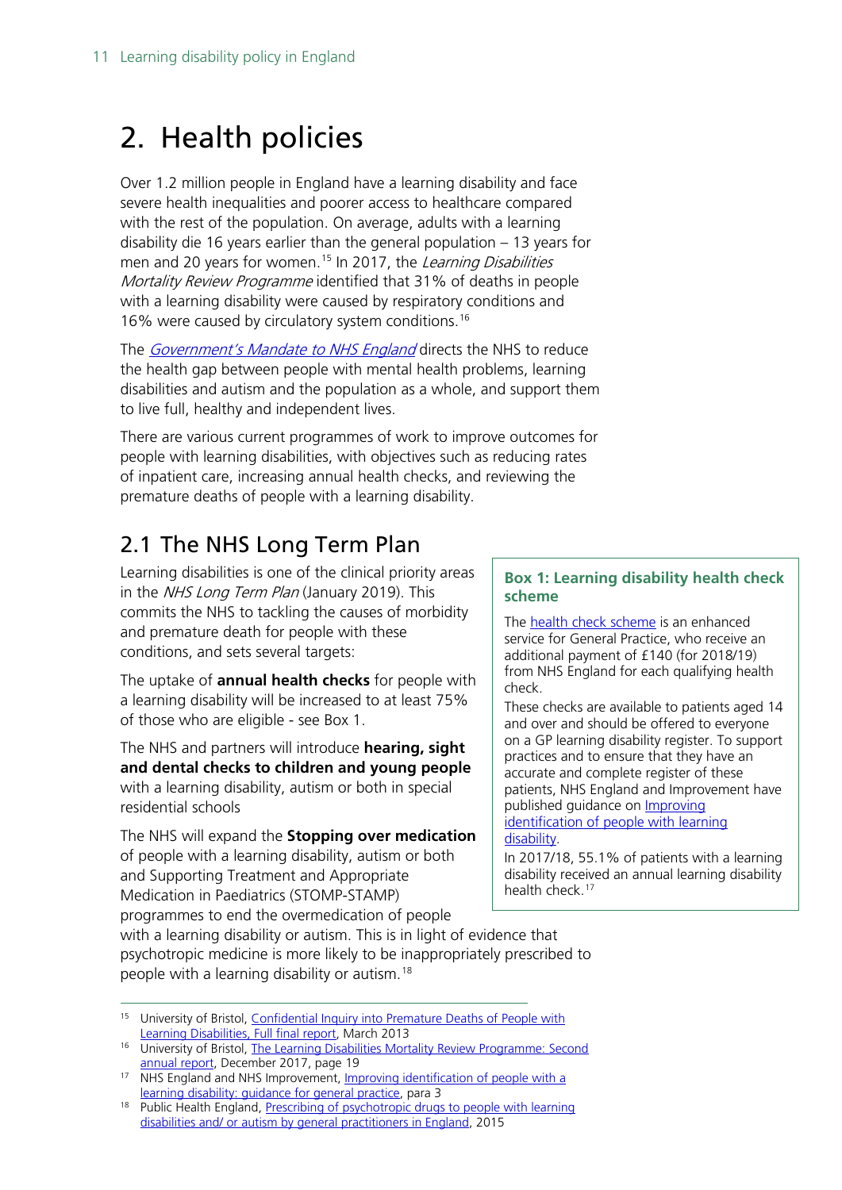# 2. Health policies

Over 1.2 million people in England have a learning disability and face severe health inequalities and poorer access to healthcare compared with the rest of the population. On average, adults with a learning disability die 16 years earlier than the general population – 13 years for men and 20 years for women.[15] In 2017, the *Learning Disabilities Mortality Review Programme* identified that 31% of deaths in people with a learning disability were caused by respiratory conditions and 16% were caused by circulatory system conditions.[16]

The *Government's Mandate to NHS England* directs the NHS to reduce the health gap between people with mental health problems, learning disabilities and autism and the population as a whole, and support them to live full, healthy and independent lives.

There are various current programmes of work to improve outcomes for people with learning disabilities, with objectives such as reducing rates of inpatient care, increasing annual health checks, and reviewing the premature deaths of people with a learning disability.

## 2.1 The NHS Long Term Plan

Learning disabilities is one of the clinical priority areas in the *NHS Long Term Plan* (January 2019). This commits the NHS to tackling the causes of morbidity and premature death for people with these conditions, and sets several targets:

The uptake of **annual health checks** for people with a learning disability will be increased to at least 75% of those who are eligible - see Box 1.

The NHS and partners will introduce **hearing, sight and dental checks to children and young people** with a learning disability, autism or both in special residential schools

The NHS will expand the **Stopping over medication** of people with a learning disability, autism or both and Supporting Treatment and Appropriate Medication in Paediatrics (STOMP-STAMP) programmes to end the overmedication of people with a learning disability or autism. This is in light of evidence that psychotropic medicine is more likely to be inappropriately prescribed to people with a learning disability or autism.[18]

> **Box 1: Learning disability health check scheme**
>
> The health check scheme is an enhanced service for General Practice, who receive an additional payment of £140 (for 2018/19) from NHS England for each qualifying health check.
>
> These checks are available to patients aged 14 and over and should be offered to everyone on a GP learning disability register. To support practices and to ensure that they have an accurate and complete register of these patients, NHS England and Improvement have published guidance on Improving identification of people with learning disability.
>
> In 2017/18, 55.1% of patients with a learning disability received an annual learning disability health check.[17]

---

15 University of Bristol, Confidential Inquiry into Premature Deaths of People with Learning Disabilities, Full final report, March 2013

16 University of Bristol, The Learning Disabilities Mortality Review Programme: Second annual report, December 2017, page 19

17 NHS England and NHS Improvement, Improving identification of people with a learning disability: guidance for general practice, para 3

18 Public Health England, Prescribing of psychotropic drugs to people with learning disabilities and/ or autism by general practitioners in England, 2015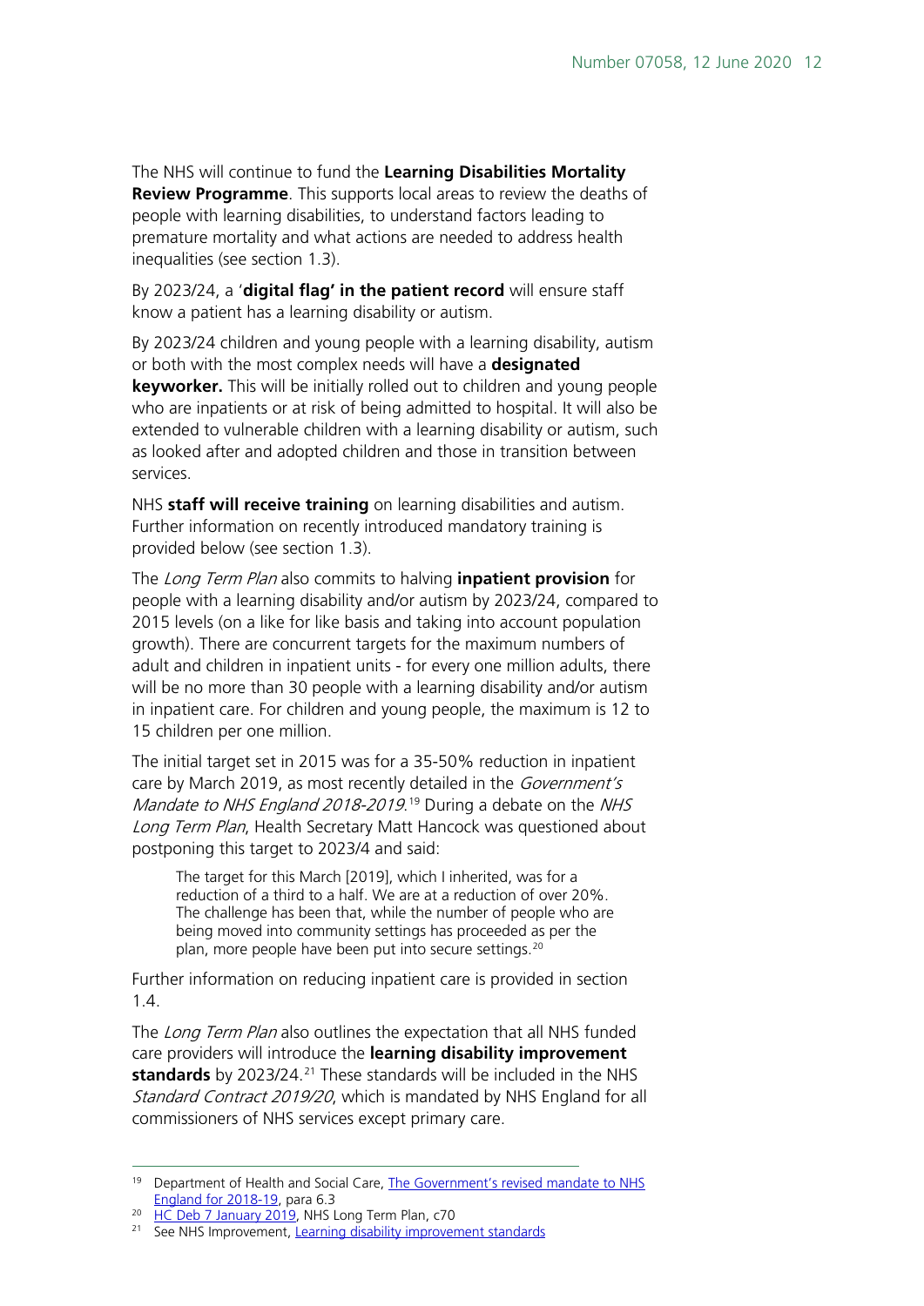The NHS will continue to fund the **Learning Disabilities Mortality Review Programme**. This supports local areas to review the deaths of people with learning disabilities, to understand factors leading to premature mortality and what actions are needed to address health inequalities (see section 1.3).

By 2023/24, a '**digital flag' in the patient record** will ensure staff know a patient has a learning disability or autism.

By 2023/24 children and young people with a learning disability, autism or both with the most complex needs will have a **designated keyworker.** This will be initially rolled out to children and young people who are inpatients or at risk of being admitted to hospital. It will also be extended to vulnerable children with a learning disability or autism, such as looked after and adopted children and those in transition between services.

NHS **staff will receive training** on learning disabilities and autism. Further information on recently introduced mandatory training is provided below (see section 1.3).

The *Long Term Plan* also commits to halving **inpatient provision** for people with a learning disability and/or autism by 2023/24, compared to 2015 levels (on a like for like basis and taking into account population growth). There are concurrent targets for the maximum numbers of adult and children in inpatient units - for every one million adults, there will be no more than 30 people with a learning disability and/or autism in inpatient care. For children and young people, the maximum is 12 to 15 children per one million.

The initial target set in 2015 was for a 35-50% reduction in inpatient care by March 2019, as most recently detailed in the *Government's Mandate to NHS England 2018-2019*.[19] During a debate on the *NHS Long Term Plan*, Health Secretary Matt Hancock was questioned about postponing this target to 2023/4 and said:

> The target for this March [2019], which I inherited, was for a reduction of a third to a half. We are at a reduction of over 20%. The challenge has been that, while the number of people who are being moved into community settings has proceeded as per the plan, more people have been put into secure settings.[20]

Further information on reducing inpatient care is provided in section 1.4.

The *Long Term Plan* also outlines the expectation that all NHS funded care providers will introduce the **learning disability improvement standards** by 2023/24.[21] These standards will be included in the NHS *Standard Contract 2019/20*, which is mandated by NHS England for all commissioners of NHS services except primary care.

---

[19] Department of Health and Social Care, The Government's revised mandate to NHS England for 2018-19, para 6.3

[20] HC Deb 7 January 2019, NHS Long Term Plan, c70

[21] See NHS Improvement, Learning disability improvement standards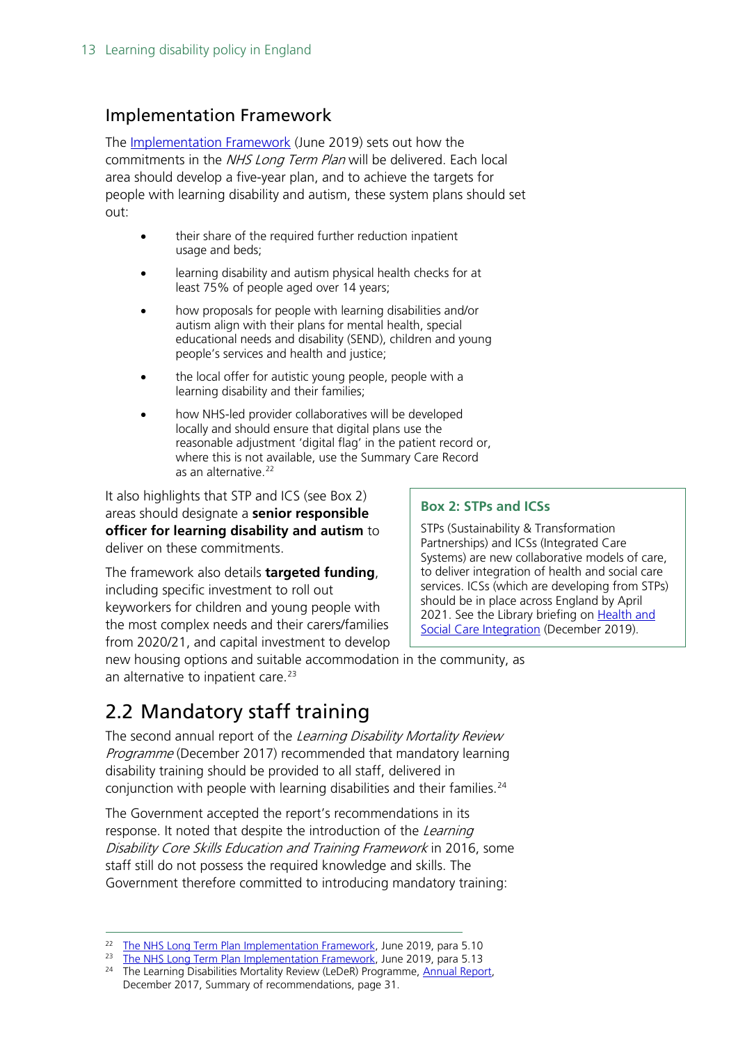### Implementation Framework

The Implementation Framework (June 2019) sets out how the commitments in the *NHS Long Term Plan* will be delivered. Each local area should develop a five-year plan, and to achieve the targets for people with learning disability and autism, these system plans should set out:

- their share of the required further reduction inpatient usage and beds;
- learning disability and autism physical health checks for at least 75% of people aged over 14 years;
- how proposals for people with learning disabilities and/or autism align with their plans for mental health, special educational needs and disability (SEND), children and young people's services and health and justice;
- the local offer for autistic young people, people with a learning disability and their families;
- how NHS-led provider collaboratives will be developed locally and should ensure that digital plans use the reasonable adjustment 'digital flag' in the patient record or, where this is not available, use the Summary Care Record as an alternative.[22]

It also highlights that STP and ICS (see Box 2) areas should designate a **senior responsible officer for learning disability and autism** to deliver on these commitments.

The framework also details **targeted funding**, including specific investment to roll out keyworkers for children and young people with the most complex needs and their carers/families from 2020/21, and capital investment to develop new housing options and suitable accommodation in the community, as an alternative to inpatient care.[23]

> **Box 2: STPs and ICSs**
>
> STPs (Sustainability & Transformation Partnerships) and ICSs (Integrated Care Systems) are new collaborative models of care, to deliver integration of health and social care services. ICSs (which are developing from STPs) should be in place across England by April 2021. See the Library briefing on Health and Social Care Integration (December 2019).

## 2.2 Mandatory staff training

The second annual report of the *Learning Disability Mortality Review Programme* (December 2017) recommended that mandatory learning disability training should be provided to all staff, delivered in conjunction with people with learning disabilities and their families.[24]

The Government accepted the report's recommendations in its response. It noted that despite the introduction of the *Learning Disability Core Skills Education and Training Framework* in 2016, some staff still do not possess the required knowledge and skills. The Government therefore committed to introducing mandatory training:

---

[22] The NHS Long Term Plan Implementation Framework, June 2019, para 5.10

[23] The NHS Long Term Plan Implementation Framework, June 2019, para 5.13

[24] The Learning Disabilities Mortality Review (LeDeR) Programme, Annual Report, December 2017, Summary of recommendations, page 31.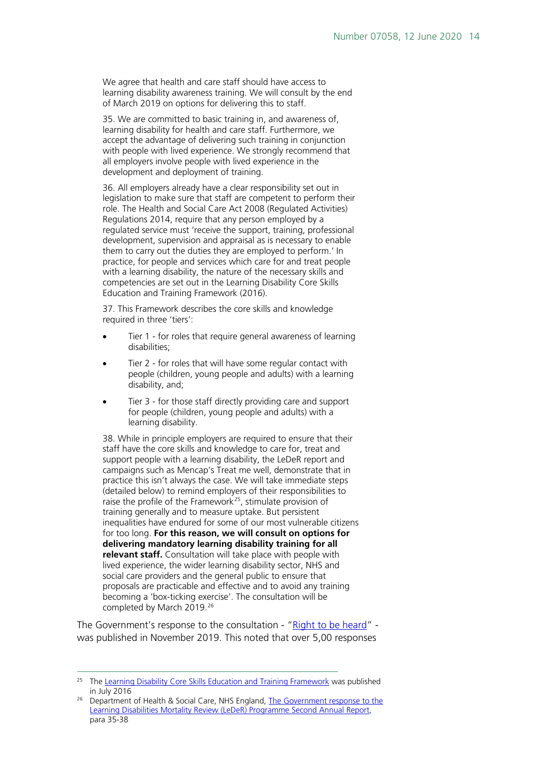> We agree that health and care staff should have access to learning disability awareness training. We will consult by the end of March 2019 on options for delivering this to staff.
>
> 35. We are committed to basic training in, and awareness of, learning disability for health and care staff. Furthermore, we accept the advantage of delivering such training in conjunction with people with lived experience. We strongly recommend that all employers involve people with lived experience in the development and deployment of training.
>
> 36. All employers already have a clear responsibility set out in legislation to make sure that staff are competent to perform their role. The Health and Social Care Act 2008 (Regulated Activities) Regulations 2014, require that any person employed by a regulated service must 'receive the support, training, professional development, supervision and appraisal as is necessary to enable them to carry out the duties they are employed to perform.' In practice, for people and services which care for and treat people with a learning disability, the nature of the necessary skills and competencies are set out in the Learning Disability Core Skills Education and Training Framework (2016).
>
> 37. This Framework describes the core skills and knowledge required in three 'tiers':
>
> - Tier 1 - for roles that require general awareness of learning disabilities;
> - Tier 2 - for roles that will have some regular contact with people (children, young people and adults) with a learning disability, and;
> - Tier 3 - for those staff directly providing care and support for people (children, young people and adults) with a learning disability.
>
> 38. While in principle employers are required to ensure that their staff have the core skills and knowledge to care for, treat and support people with a learning disability, the LeDeR report and campaigns such as Mencap's Treat me well, demonstrate that in practice this isn't always the case. We will take immediate steps (detailed below) to remind employers of their responsibilities to raise the profile of the Framework[25], stimulate provision of training generally and to measure uptake. But persistent inequalities have endured for some of our most vulnerable citizens for too long. **For this reason, we will consult on options for delivering mandatory learning disability training for all relevant staff.** Consultation will take place with people with lived experience, the wider learning disability sector, NHS and social care providers and the general public to ensure that proposals are practicable and effective and to avoid any training becoming a 'box-ticking exercise'. The consultation will be completed by March 2019.[26]

The Government's response to the consultation - "Right to be heard" - was published in November 2019. This noted that over 5,00 responses

---

[25] The Learning Disability Core Skills Education and Training Framework was published in July 2016

[26] Department of Health & Social Care, NHS England, The Government response to the Learning Disabilities Mortality Review (LeDeR) Programme Second Annual Report, para 35-38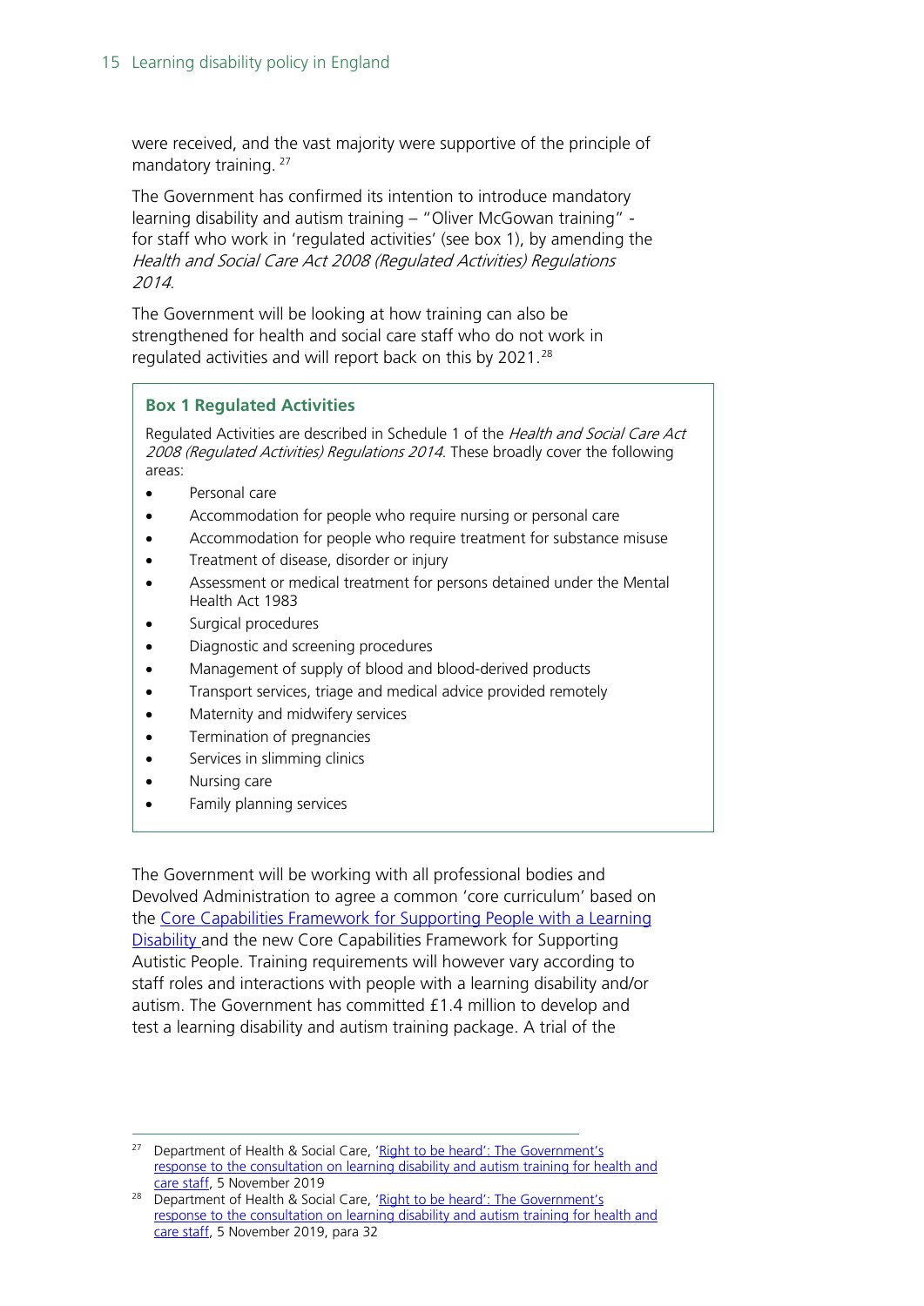were received, and the vast majority were supportive of the principle of mandatory training. [27]

The Government has confirmed its intention to introduce mandatory learning disability and autism training – "Oliver McGowan training" - for staff who work in 'regulated activities' (see box 1), by amending the *Health and Social Care Act 2008 (Regulated Activities) Regulations 2014*.

The Government will be looking at how training can also be strengthened for health and social care staff who do not work in regulated activities and will report back on this by 2021.[28]

> **Box 1 Regulated Activities**
>
> Regulated Activities are described in Schedule 1 of the *Health and Social Care Act 2008 (Regulated Activities) Regulations 2014*. These broadly cover the following areas:
>
> - Personal care
> - Accommodation for people who require nursing or personal care
> - Accommodation for people who require treatment for substance misuse
> - Treatment of disease, disorder or injury
> - Assessment or medical treatment for persons detained under the Mental Health Act 1983
> - Surgical procedures
> - Diagnostic and screening procedures
> - Management of supply of blood and blood-derived products
> - Transport services, triage and medical advice provided remotely
> - Maternity and midwifery services
> - Termination of pregnancies
> - Services in slimming clinics
> - Nursing care
> - Family planning services

The Government will be working with all professional bodies and Devolved Administration to agree a common 'core curriculum' based on the Core Capabilities Framework for Supporting People with a Learning Disability and the new Core Capabilities Framework for Supporting Autistic People. Training requirements will however vary according to staff roles and interactions with people with a learning disability and/or autism. The Government has committed £1.4 million to develop and test a learning disability and autism training package. A trial of the

---

[27] Department of Health & Social Care, 'Right to be heard': The Government's response to the consultation on learning disability and autism training for health and care staff, 5 November 2019

[28] Department of Health & Social Care, 'Right to be heard': The Government's response to the consultation on learning disability and autism training for health and care staff, 5 November 2019, para 32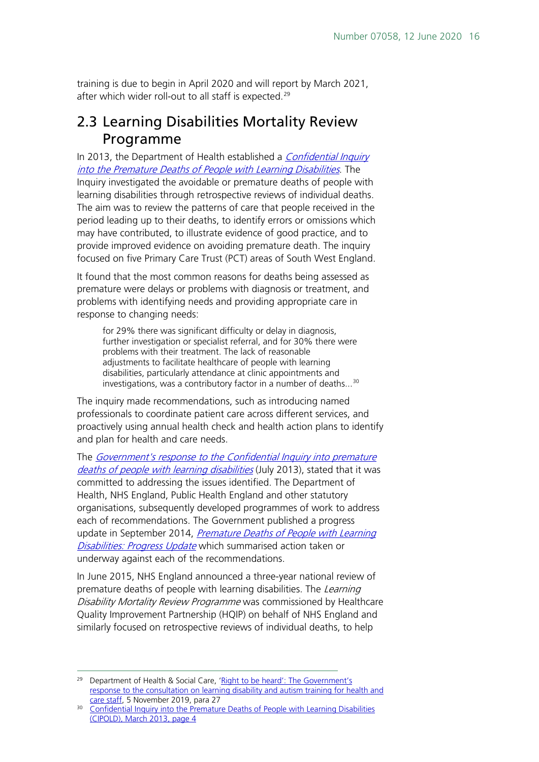training is due to begin in April 2020 and will report by March 2021, after which wider roll-out to all staff is expected.[29]

## 2.3 Learning Disabilities Mortality Review Programme

In 2013, the Department of Health established a [*Confidential Inquiry into the Premature Deaths of People with Learning Disabilities*](). The Inquiry investigated the avoidable or premature deaths of people with learning disabilities through retrospective reviews of individual deaths. The aim was to review the patterns of care that people received in the period leading up to their deaths, to identify errors or omissions which may have contributed, to illustrate evidence of good practice, and to provide improved evidence on avoiding premature death. The inquiry focused on five Primary Care Trust (PCT) areas of South West England.

It found that the most common reasons for deaths being assessed as premature were delays or problems with diagnosis or treatment, and problems with identifying needs and providing appropriate care in response to changing needs:

> for 29% there was significant difficulty or delay in diagnosis, further investigation or specialist referral, and for 30% there were problems with their treatment. The lack of reasonable adjustments to facilitate healthcare of people with learning disabilities, particularly attendance at clinic appointments and investigations, was a contributory factor in a number of deaths...[30]

The inquiry made recommendations, such as introducing named professionals to coordinate patient care across different services, and proactively using annual health check and health action plans to identify and plan for health and care needs.

The [*Government's response to the Confidential Inquiry into premature deaths of people with learning disabilities*]() (July 2013), stated that it was committed to addressing the issues identified. The Department of Health, NHS England, Public Health England and other statutory organisations, subsequently developed programmes of work to address each of recommendations. The Government published a progress update in September 2014, [*Premature Deaths of People with Learning Disabilities: Progress Update*]() which summarised action taken or underway against each of the recommendations.

In June 2015, NHS England announced a three-year national review of premature deaths of people with learning disabilities. The *Learning Disability Mortality Review Programme* was commissioned by Healthcare Quality Improvement Partnership (HQIP) on behalf of NHS England and similarly focused on retrospective reviews of individual deaths, to help

---

[29] Department of Health & Social Care, ['Right to be heard': The Government's response to the consultation on learning disability and autism training for health and care staff](), 5 November 2019, para 27

[30] [Confidential Inquiry into the Premature Deaths of People with Learning Disabilities (CIPOLD), March 2013, page 4]()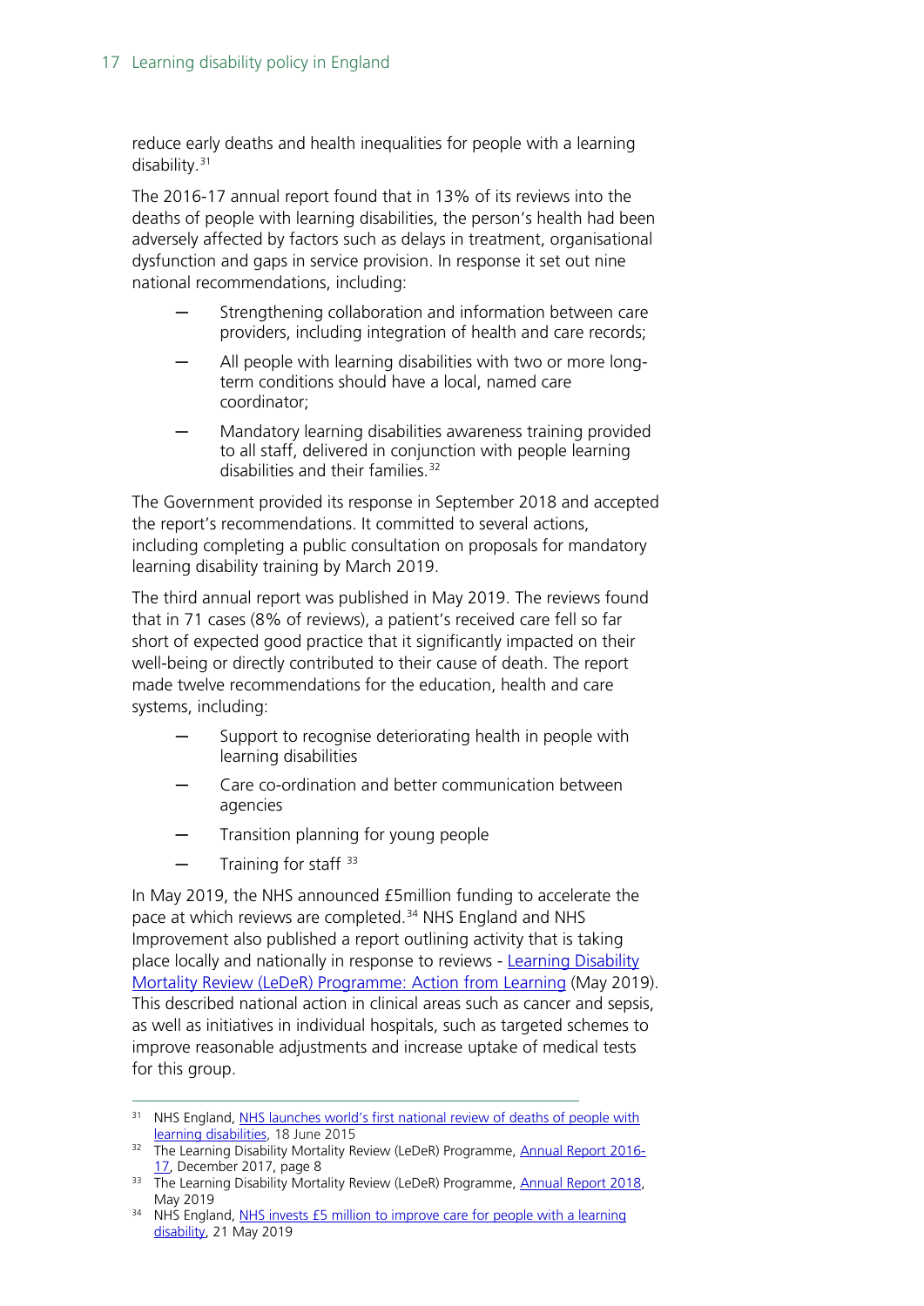reduce early deaths and health inequalities for people with a learning disability.[31]

The 2016-17 annual report found that in 13% of its reviews into the deaths of people with learning disabilities, the person's health had been adversely affected by factors such as delays in treatment, organisational dysfunction and gaps in service provision. In response it set out nine national recommendations, including:

- Strengthening collaboration and information between care providers, including integration of health and care records;
- All people with learning disabilities with two or more long-term conditions should have a local, named care coordinator;
- Mandatory learning disabilities awareness training provided to all staff, delivered in conjunction with people learning disabilities and their families.[32]

The Government provided its response in September 2018 and accepted the report's recommendations. It committed to several actions, including completing a public consultation on proposals for mandatory learning disability training by March 2019.

The third annual report was published in May 2019. The reviews found that in 71 cases (8% of reviews), a patient's received care fell so far short of expected good practice that it significantly impacted on their well-being or directly contributed to their cause of death. The report made twelve recommendations for the education, health and care systems, including:

- Support to recognise deteriorating health in people with learning disabilities
- Care co-ordination and better communication between agencies
- Transition planning for young people
- Training for staff [33]

In May 2019, the NHS announced £5million funding to accelerate the pace at which reviews are completed.[34] NHS England and NHS Improvement also published a report outlining activity that is taking place locally and nationally in response to reviews - Learning Disability Mortality Review (LeDeR) Programme: Action from Learning (May 2019). This described national action in clinical areas such as cancer and sepsis, as well as initiatives in individual hospitals, such as targeted schemes to improve reasonable adjustments and increase uptake of medical tests for this group.

---

[31] NHS England, NHS launches world's first national review of deaths of people with learning disabilities, 18 June 2015

[32] The Learning Disability Mortality Review (LeDeR) Programme, Annual Report 2016-17, December 2017, page 8

[33] The Learning Disability Mortality Review (LeDeR) Programme, Annual Report 2018, May 2019

[34] NHS England, NHS invests £5 million to improve care for people with a learning disability, 21 May 2019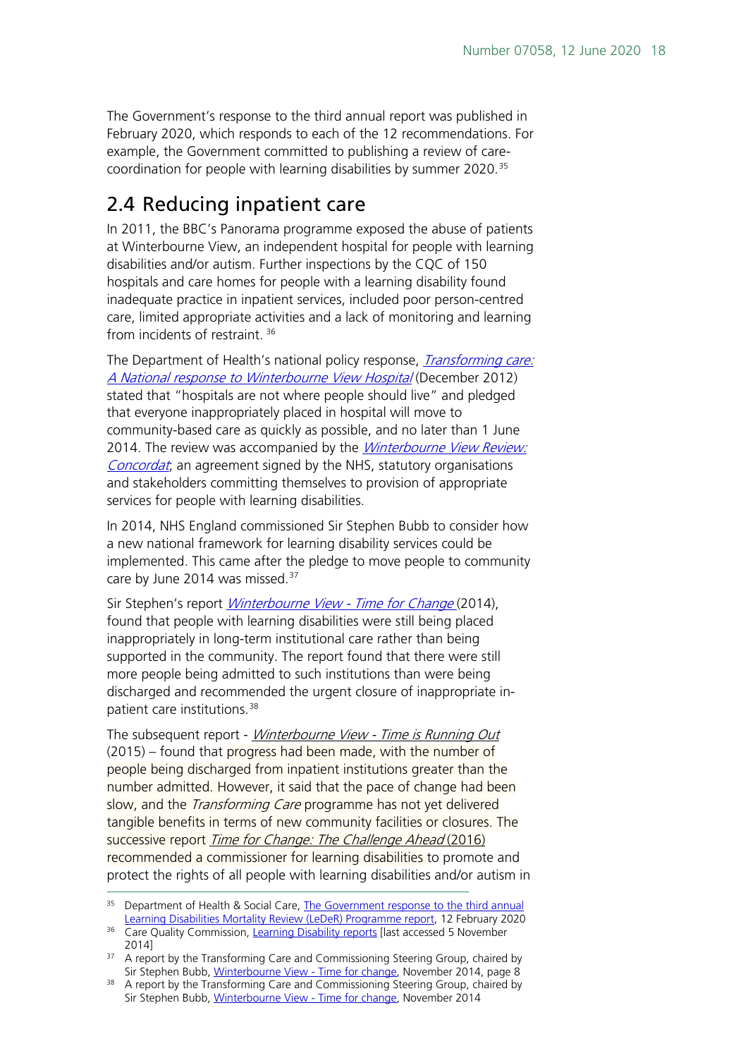The Government's response to the third annual report was published in February 2020, which responds to each of the 12 recommendations. For example, the Government committed to publishing a review of care-coordination for people with learning disabilities by summer 2020.[35]

## 2.4 Reducing inpatient care

In 2011, the BBC's Panorama programme exposed the abuse of patients at Winterbourne View, an independent hospital for people with learning disabilities and/or autism. Further inspections by the CQC of 150 hospitals and care homes for people with a learning disability found inadequate practice in inpatient services, included poor person-centred care, limited appropriate activities and a lack of monitoring and learning from incidents of restraint. [36]

The Department of Health's national policy response, *Transforming care: A National response to Winterbourne View Hospital* (December 2012) stated that "hospitals are not where people should live" and pledged that everyone inappropriately placed in hospital will move to community-based care as quickly as possible, and no later than 1 June 2014. The review was accompanied by the *Winterbourne View Review: Concordat*, an agreement signed by the NHS, statutory organisations and stakeholders committing themselves to provision of appropriate services for people with learning disabilities.

In 2014, NHS England commissioned Sir Stephen Bubb to consider how a new national framework for learning disability services could be implemented. This came after the pledge to move people to community care by June 2014 was missed.[37]

Sir Stephen's report *Winterbourne View - Time for Change* (2014), found that people with learning disabilities were still being placed inappropriately in long-term institutional care rather than being supported in the community. The report found that there were still more people being admitted to such institutions than were being discharged and recommended the urgent closure of inappropriate in-patient care institutions.[38]

The subsequent report - *Winterbourne View - Time is Running Out* (2015) – found that progress had been made, with the number of people being discharged from inpatient institutions greater than the number admitted. However, it said that the pace of change had been slow, and the *Transforming Care* programme has not yet delivered tangible benefits in terms of new community facilities or closures. The successive report *Time for Change: The Challenge Ahead* (2016) recommended a commissioner for learning disabilities to promote and protect the rights of all people with learning disabilities and/or autism in

---

[35] Department of Health & Social Care, The Government response to the third annual Learning Disabilities Mortality Review (LeDeR) Programme report, 12 February 2020

[36] Care Quality Commission, Learning Disability reports [last accessed 5 November 2014]

[37] A report by the Transforming Care and Commissioning Steering Group, chaired by Sir Stephen Bubb, Winterbourne View - Time for change, November 2014, page 8

[38] A report by the Transforming Care and Commissioning Steering Group, chaired by Sir Stephen Bubb, Winterbourne View - Time for change, November 2014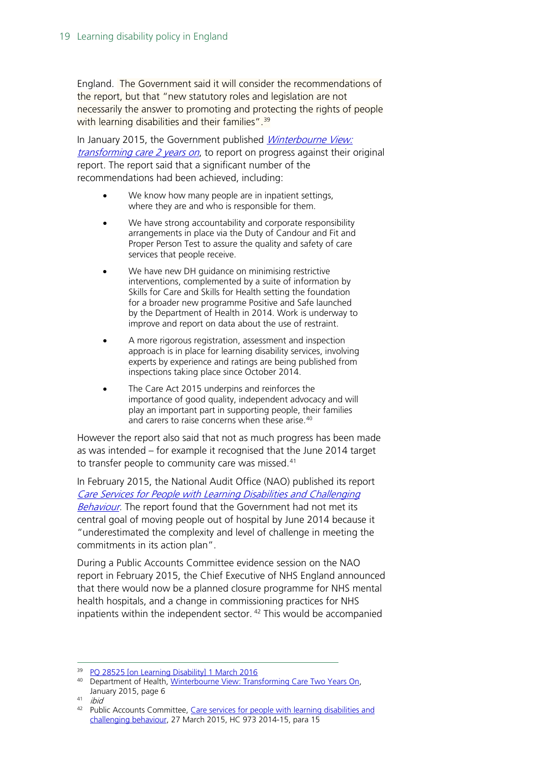England. The Government said it will consider the recommendations of the report, but that "new statutory roles and legislation are not necessarily the answer to promoting and protecting the rights of people with learning disabilities and their families".[39]

In January 2015, the Government published *Winterbourne View: transforming care 2 years on*, to report on progress against their original report. The report said that a significant number of the recommendations had been achieved, including:

- We know how many people are in inpatient settings, where they are and who is responsible for them.
- We have strong accountability and corporate responsibility arrangements in place via the Duty of Candour and Fit and Proper Person Test to assure the quality and safety of care services that people receive.
- We have new DH guidance on minimising restrictive interventions, complemented by a suite of information by Skills for Care and Skills for Health setting the foundation for a broader new programme Positive and Safe launched by the Department of Health in 2014. Work is underway to improve and report on data about the use of restraint.
- A more rigorous registration, assessment and inspection approach is in place for learning disability services, involving experts by experience and ratings are being published from inspections taking place since October 2014.
- The Care Act 2015 underpins and reinforces the importance of good quality, independent advocacy and will play an important part in supporting people, their families and carers to raise concerns when these arise.[40]

However the report also said that not as much progress has been made as was intended – for example it recognised that the June 2014 target to transfer people to community care was missed.[41]

In February 2015, the National Audit Office (NAO) published its report *Care Services for People with Learning Disabilities and Challenging Behaviour*. The report found that the Government had not met its central goal of moving people out of hospital by June 2014 because it "underestimated the complexity and level of challenge in meeting the commitments in its action plan".

During a Public Accounts Committee evidence session on the NAO report in February 2015, the Chief Executive of NHS England announced that there would now be a planned closure programme for NHS mental health hospitals, and a change in commissioning practices for NHS inpatients within the independent sector. [42] This would be accompanied

---

[39] PQ 28525 [on Learning Disability] 1 March 2016

[40] Department of Health, Winterbourne View: Transforming Care Two Years On, January 2015, page 6

[41] *ibid*

[42] Public Accounts Committee, Care services for people with learning disabilities and challenging behaviour, 27 March 2015, HC 973 2014-15, para 15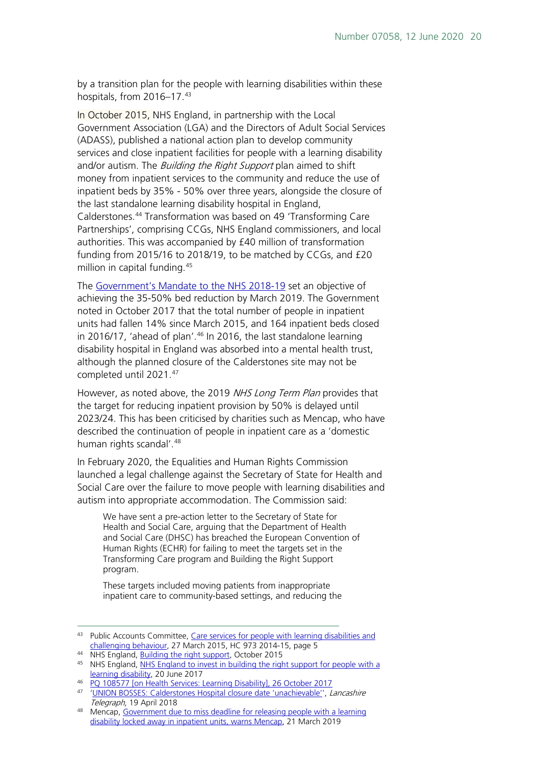by a transition plan for the people with learning disabilities within these hospitals, from 2016–17.[43]

In October 2015, NHS England, in partnership with the Local Government Association (LGA) and the Directors of Adult Social Services (ADASS), published a national action plan to develop community services and close inpatient facilities for people with a learning disability and/or autism. The *Building the Right Support* plan aimed to shift money from inpatient services to the community and reduce the use of inpatient beds by 35% - 50% over three years, alongside the closure of the last standalone learning disability hospital in England, Calderstones.[44] Transformation was based on 49 'Transforming Care Partnerships', comprising CCGs, NHS England commissioners, and local authorities. This was accompanied by £40 million of transformation funding from 2015/16 to 2018/19, to be matched by CCGs, and £20 million in capital funding.[45]

The [Government's Mandate to the NHS 2018-19](#) set an objective of achieving the 35-50% bed reduction by March 2019. The Government noted in October 2017 that the total number of people in inpatient units had fallen 14% since March 2015, and 164 inpatient beds closed in 2016/17, 'ahead of plan'.[46] In 2016, the last standalone learning disability hospital in England was absorbed into a mental health trust, although the planned closure of the Calderstones site may not be completed until 2021.[47]

However, as noted above, the 2019 *NHS Long Term Plan* provides that the target for reducing inpatient provision by 50% is delayed until 2023/24. This has been criticised by charities such as Mencap, who have described the continuation of people in inpatient care as a 'domestic human rights scandal'.[48]

In February 2020, the Equalities and Human Rights Commission launched a legal challenge against the Secretary of State for Health and Social Care over the failure to move people with learning disabilities and autism into appropriate accommodation. The Commission said:

> We have sent a pre-action letter to the Secretary of State for Health and Social Care, arguing that the Department of Health and Social Care (DHSC) has breached the European Convention of Human Rights (ECHR) for failing to meet the targets set in the Transforming Care program and Building the Right Support program.
>
> These targets included moving patients from inappropriate inpatient care to community-based settings, and reducing the

---

[43] Public Accounts Committee, [Care services for people with learning disabilities and challenging behaviour](#), 27 March 2015, HC 973 2014-15, page 5

[44] NHS England, [Building the right support](#), October 2015

[45] NHS England, [NHS England to invest in building the right support for people with a learning disability](#), 20 June 2017

[46] [PQ 108577 [on Health Services: Learning Disability], 26 October 2017](#)

[47] '[UNION BOSSES: Calderstones Hospital closure date 'unachievable''](#), *Lancashire Telegraph*, 19 April 2018

[48] Mencap, [Government due to miss deadline for releasing people with a learning disability locked away in inpatient units, warns Mencap](#), 21 March 2019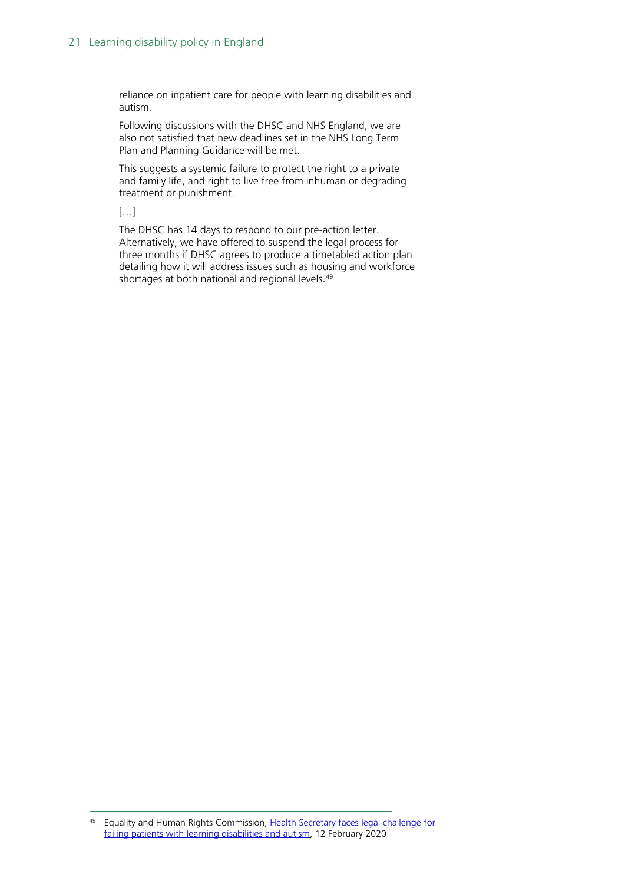> reliance on inpatient care for people with learning disabilities and autism.
>
> Following discussions with the DHSC and NHS England, we are also not satisfied that new deadlines set in the NHS Long Term Plan and Planning Guidance will be met.
>
> This suggests a systemic failure to protect the right to a private and family life, and right to live free from inhuman or degrading treatment or punishment.
>
> […]
>
> The DHSC has 14 days to respond to our pre-action letter. Alternatively, we have offered to suspend the legal process for three months if DHSC agrees to produce a timetabled action plan detailing how it will address issues such as housing and workforce shortages at both national and regional levels.[49]

---

[49] Equality and Human Rights Commission, Health Secretary faces legal challenge for failing patients with learning disabilities and autism, 12 February 2020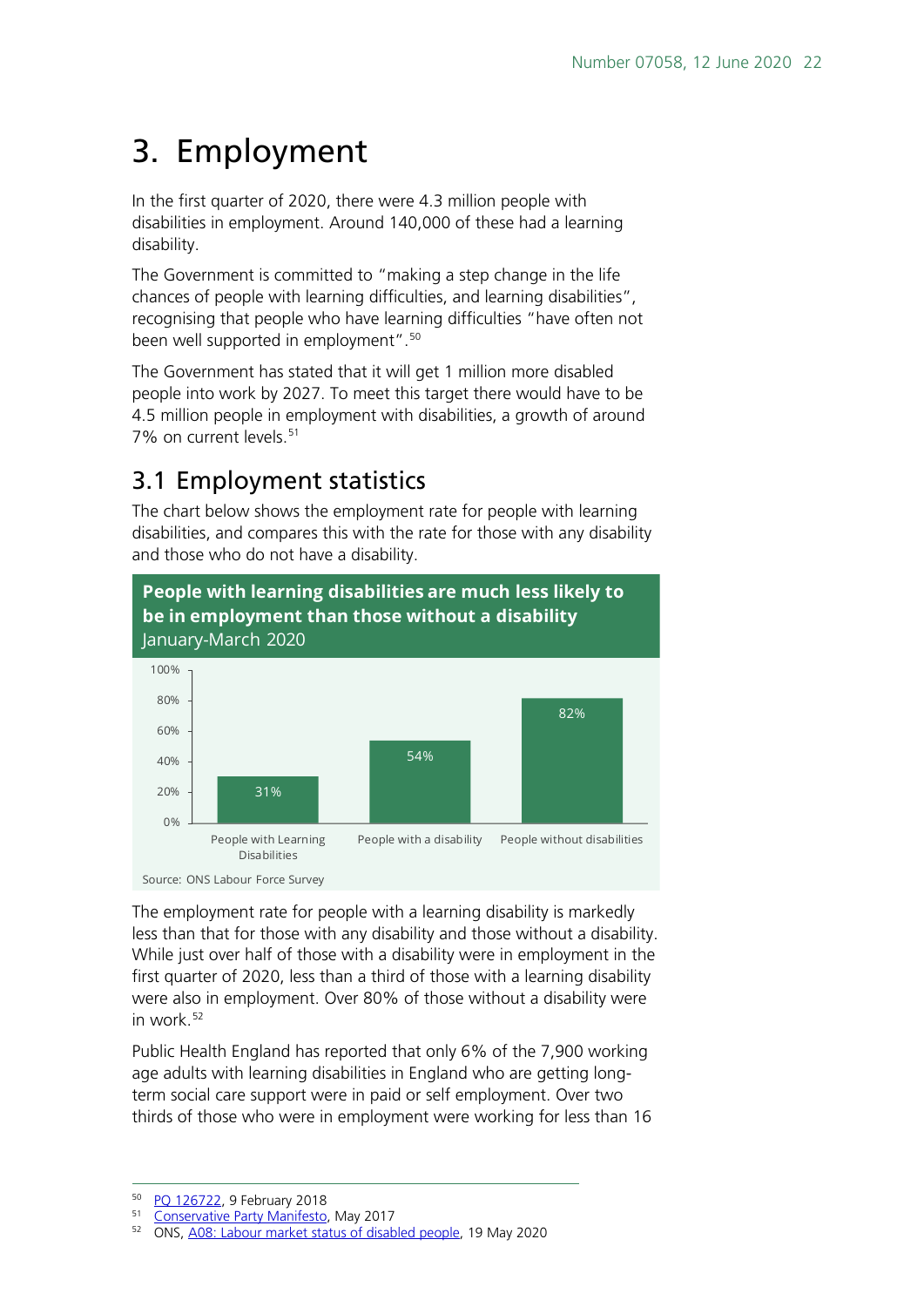# 3. Employment

In the first quarter of 2020, there were 4.3 million people with disabilities in employment. Around 140,000 of these had a learning disability.

The Government is committed to "making a step change in the life chances of people with learning difficulties, and learning disabilities", recognising that people who have learning difficulties "have often not been well supported in employment".[50]

The Government has stated that it will get 1 million more disabled people into work by 2027. To meet this target there would have to be 4.5 million people in employment with disabilities, a growth of around 7% on current levels.[51]

## 3.1 Employment statistics

The chart below shows the employment rate for people with learning disabilities, and compares this with the rate for those with any disability and those who do not have a disability.

**People with learning disabilities are much less likely to be in employment than those without a disability**
January-March 2020

| | Employment rate |
| --- | --- |
| People with Learning Disabilities | 31% |
| People with a disability | 54% |
| People without disabilities | 82% |

Source: ONS Labour Force Survey

The employment rate for people with a learning disability is markedly less than that for those with any disability and those without a disability. While just over half of those with a disability were in employment in the first quarter of 2020, less than a third of those with a learning disability were also in employment. Over 80% of those without a disability were in work.[52]

Public Health England has reported that only 6% of the 7,900 working age adults with learning disabilities in England who are getting long-term social care support were in paid or self employment. Over two thirds of those who were in employment were working for less than 16

---

[50] PQ 126722, 9 February 2018
[51] Conservative Party Manifesto, May 2017
[52] ONS, A08: Labour market status of disabled people, 19 May 2020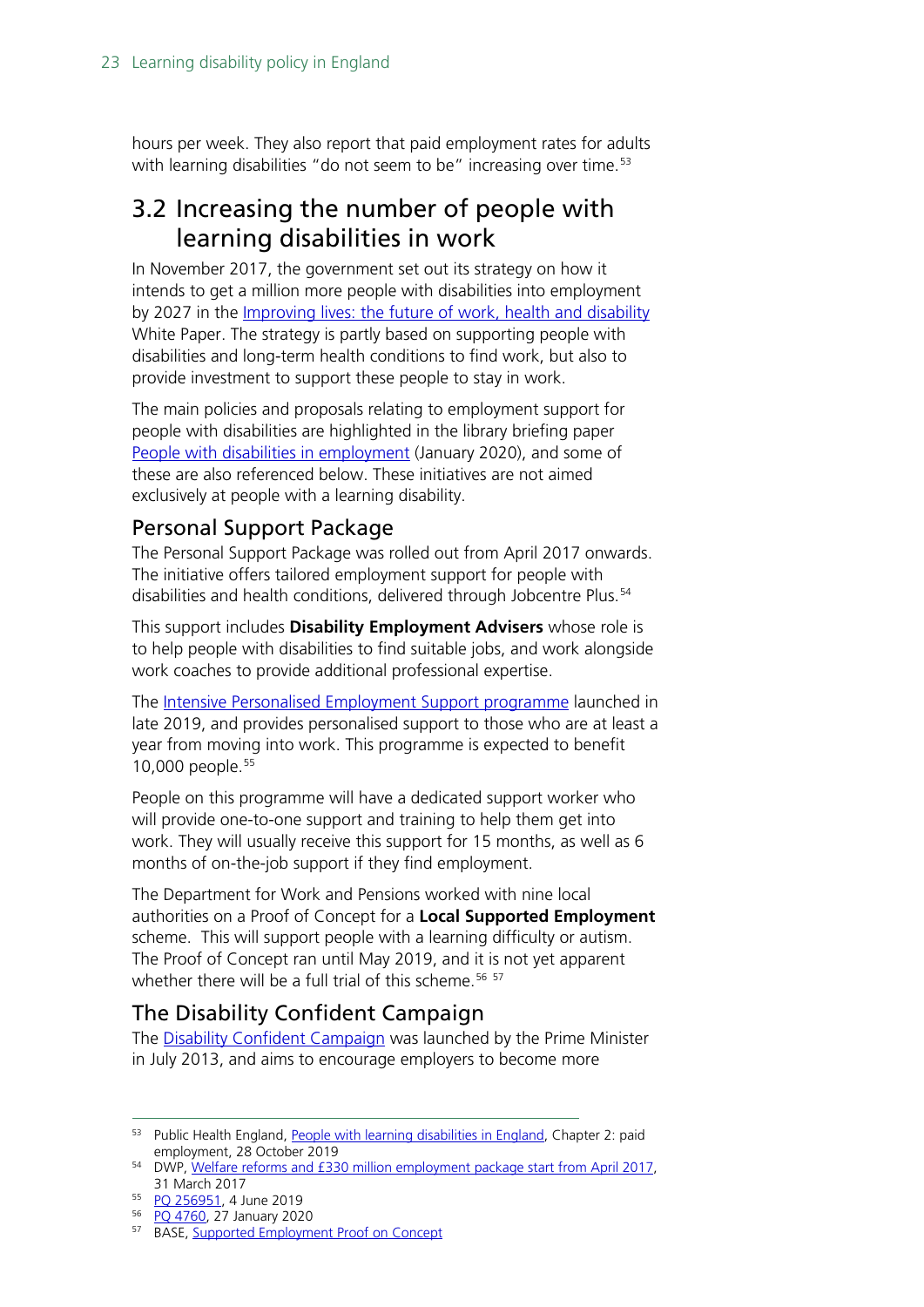hours per week. They also report that paid employment rates for adults with learning disabilities "do not seem to be" increasing over time.[53]

## 3.2 Increasing the number of people with learning disabilities in work

In November 2017, the government set out its strategy on how it intends to get a million more people with disabilities into employment by 2027 in the Improving lives: the future of work, health and disability White Paper. The strategy is partly based on supporting people with disabilities and long-term health conditions to find work, but also to provide investment to support these people to stay in work.

The main policies and proposals relating to employment support for people with disabilities are highlighted in the library briefing paper People with disabilities in employment (January 2020), and some of these are also referenced below. These initiatives are not aimed exclusively at people with a learning disability.

### Personal Support Package

The Personal Support Package was rolled out from April 2017 onwards. The initiative offers tailored employment support for people with disabilities and health conditions, delivered through Jobcentre Plus.[54]

This support includes **Disability Employment Advisers** whose role is to help people with disabilities to find suitable jobs, and work alongside work coaches to provide additional professional expertise.

The Intensive Personalised Employment Support programme launched in late 2019, and provides personalised support to those who are at least a year from moving into work. This programme is expected to benefit 10,000 people.[55]

People on this programme will have a dedicated support worker who will provide one-to-one support and training to help them get into work. They will usually receive this support for 15 months, as well as 6 months of on-the-job support if they find employment.

The Department for Work and Pensions worked with nine local authorities on a Proof of Concept for a **Local Supported Employment** scheme. This will support people with a learning difficulty or autism. The Proof of Concept ran until May 2019, and it is not yet apparent whether there will be a full trial of this scheme.[56] [57]

### The Disability Confident Campaign

The Disability Confident Campaign was launched by the Prime Minister in July 2013, and aims to encourage employers to become more

---

[53] Public Health England, People with learning disabilities in England, Chapter 2: paid employment, 28 October 2019

[54] DWP, Welfare reforms and £330 million employment package start from April 2017, 31 March 2017

[55] PQ 256951, 4 June 2019

[56] PQ 4760, 27 January 2020

[57] BASE, Supported Employment Proof on Concept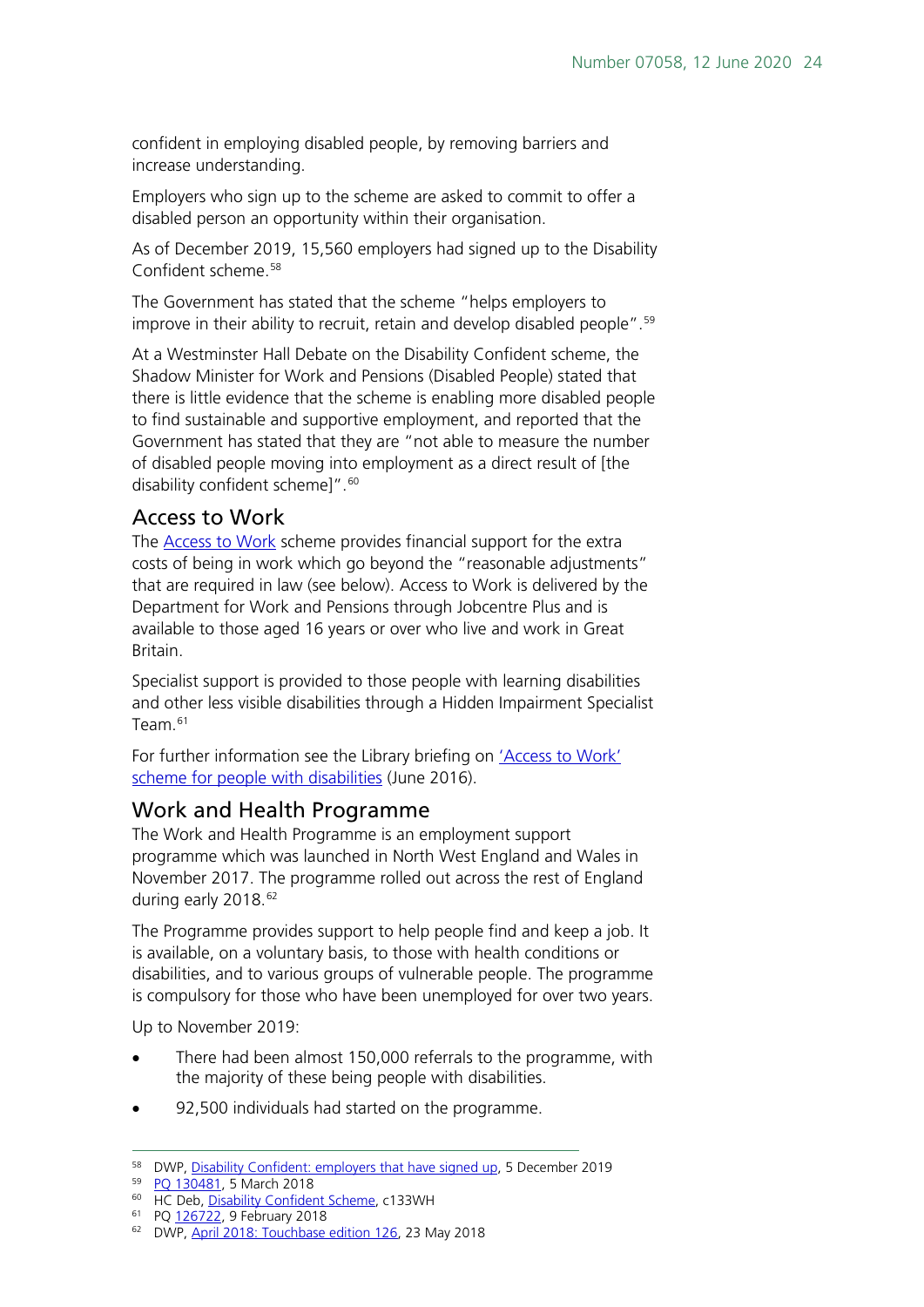confident in employing disabled people, by removing barriers and increase understanding.

Employers who sign up to the scheme are asked to commit to offer a disabled person an opportunity within their organisation.

As of December 2019, 15,560 employers had signed up to the Disability Confident scheme.[58]

The Government has stated that the scheme "helps employers to improve in their ability to recruit, retain and develop disabled people".[59]

At a Westminster Hall Debate on the Disability Confident scheme, the Shadow Minister for Work and Pensions (Disabled People) stated that there is little evidence that the scheme is enabling more disabled people to find sustainable and supportive employment, and reported that the Government has stated that they are "not able to measure the number of disabled people moving into employment as a direct result of [the disability confident scheme]".[60]

## Access to Work

The Access to Work scheme provides financial support for the extra costs of being in work which go beyond the "reasonable adjustments" that are required in law (see below). Access to Work is delivered by the Department for Work and Pensions through Jobcentre Plus and is available to those aged 16 years or over who live and work in Great Britain.

Specialist support is provided to those people with learning disabilities and other less visible disabilities through a Hidden Impairment Specialist Team.[61]

For further information see the Library briefing on 'Access to Work' scheme for people with disabilities (June 2016).

## Work and Health Programme

The Work and Health Programme is an employment support programme which was launched in North West England and Wales in November 2017. The programme rolled out across the rest of England during early 2018.[62]

The Programme provides support to help people find and keep a job. It is available, on a voluntary basis, to those with health conditions or disabilities, and to various groups of vulnerable people. The programme is compulsory for those who have been unemployed for over two years.

Up to November 2019:

- There had been almost 150,000 referrals to the programme, with the majority of these being people with disabilities.
- 92,500 individuals had started on the programme.

---

[58] DWP, Disability Confident: employers that have signed up, 5 December 2019

[59] PQ 130481, 5 March 2018

[60] HC Deb, Disability Confident Scheme, c133WH

[61] PQ 126722, 9 February 2018

[62] DWP, April 2018: Touchbase edition 126, 23 May 2018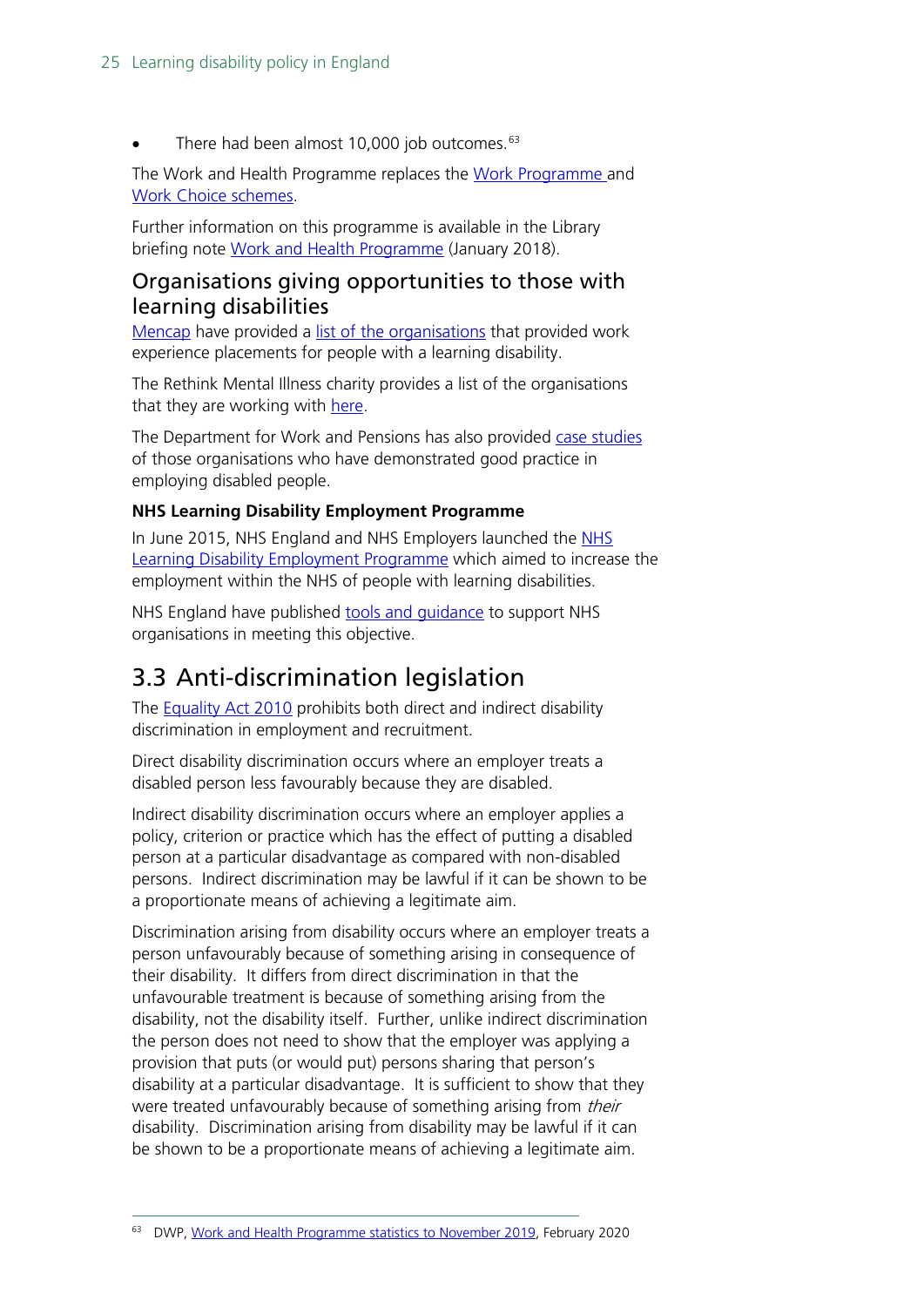- There had been almost 10,000 job outcomes.[63]

The Work and Health Programme replaces the Work Programme and Work Choice schemes.

Further information on this programme is available in the Library briefing note Work and Health Programme (January 2018).

## Organisations giving opportunities to those with learning disabilities

Mencap have provided a list of the organisations that provided work experience placements for people with a learning disability.

The Rethink Mental Illness charity provides a list of the organisations that they are working with here.

The Department for Work and Pensions has also provided case studies of those organisations who have demonstrated good practice in employing disabled people.

### NHS Learning Disability Employment Programme

In June 2015, NHS England and NHS Employers launched the NHS Learning Disability Employment Programme which aimed to increase the employment within the NHS of people with learning disabilities.

NHS England have published tools and guidance to support NHS organisations in meeting this objective.

# 3.3 Anti-discrimination legislation

The Equality Act 2010 prohibits both direct and indirect disability discrimination in employment and recruitment.

Direct disability discrimination occurs where an employer treats a disabled person less favourably because they are disabled.

Indirect disability discrimination occurs where an employer applies a policy, criterion or practice which has the effect of putting a disabled person at a particular disadvantage as compared with non-disabled persons. Indirect discrimination may be lawful if it can be shown to be a proportionate means of achieving a legitimate aim.

Discrimination arising from disability occurs where an employer treats a person unfavourably because of something arising in consequence of their disability. It differs from direct discrimination in that the unfavourable treatment is because of something arising from the disability, not the disability itself. Further, unlike indirect discrimination the person does not need to show that the employer was applying a provision that puts (or would put) persons sharing that person's disability at a particular disadvantage. It is sufficient to show that they were treated unfavourably because of something arising from *their* disability. Discrimination arising from disability may be lawful if it can be shown to be a proportionate means of achieving a legitimate aim.

---

[63] DWP, Work and Health Programme statistics to November 2019, February 2020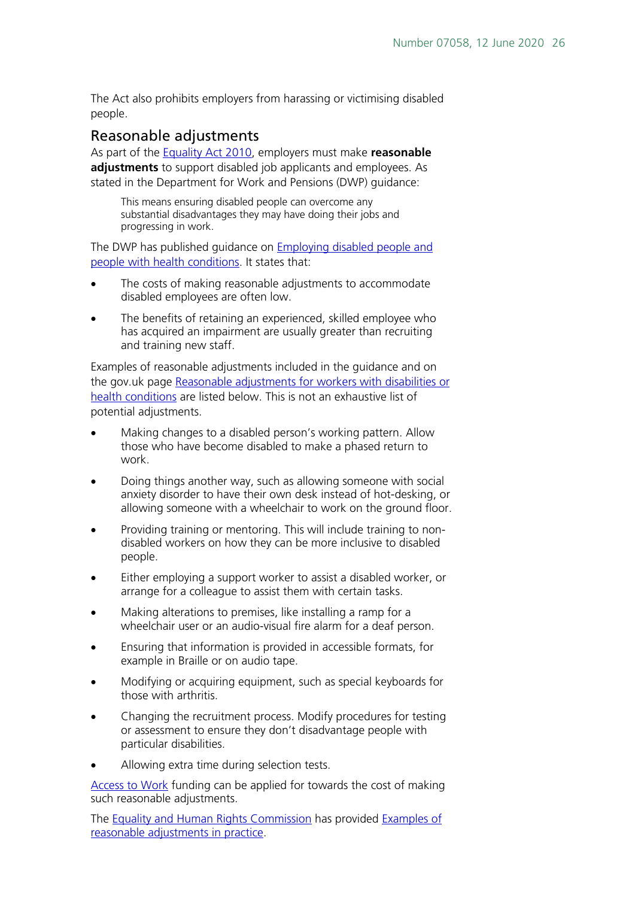The Act also prohibits employers from harassing or victimising disabled people.

## Reasonable adjustments

As part of the Equality Act 2010, employers must make **reasonable adjustments** to support disabled job applicants and employees. As stated in the Department for Work and Pensions (DWP) guidance:

> This means ensuring disabled people can overcome any substantial disadvantages they may have doing their jobs and progressing in work.

The DWP has published guidance on Employing disabled people and people with health conditions. It states that:

- The costs of making reasonable adjustments to accommodate disabled employees are often low.
- The benefits of retaining an experienced, skilled employee who has acquired an impairment are usually greater than recruiting and training new staff.

Examples of reasonable adjustments included in the guidance and on the gov.uk page Reasonable adjustments for workers with disabilities or health conditions are listed below. This is not an exhaustive list of potential adjustments.

- Making changes to a disabled person's working pattern. Allow those who have become disabled to make a phased return to work.
- Doing things another way, such as allowing someone with social anxiety disorder to have their own desk instead of hot-desking, or allowing someone with a wheelchair to work on the ground floor.
- Providing training or mentoring. This will include training to non-disabled workers on how they can be more inclusive to disabled people.
- Either employing a support worker to assist a disabled worker, or arrange for a colleague to assist them with certain tasks.
- Making alterations to premises, like installing a ramp for a wheelchair user or an audio-visual fire alarm for a deaf person.
- Ensuring that information is provided in accessible formats, for example in Braille or on audio tape.
- Modifying or acquiring equipment, such as special keyboards for those with arthritis.
- Changing the recruitment process. Modify procedures for testing or assessment to ensure they don't disadvantage people with particular disabilities.
- Allowing extra time during selection tests.

Access to Work funding can be applied for towards the cost of making such reasonable adjustments.

The Equality and Human Rights Commission has provided Examples of reasonable adjustments in practice.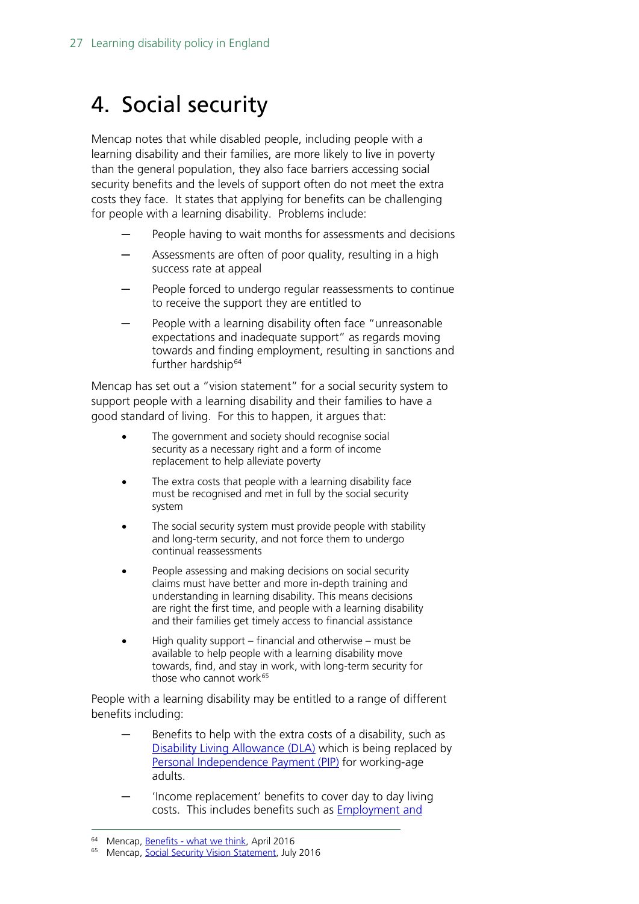# 4. Social security

Mencap notes that while disabled people, including people with a learning disability and their families, are more likely to live in poverty than the general population, they also face barriers accessing social security benefits and the levels of support often do not meet the extra costs they face. It states that applying for benefits can be challenging for people with a learning disability. Problems include:

- People having to wait months for assessments and decisions
- Assessments are often of poor quality, resulting in a high success rate at appeal
- People forced to undergo regular reassessments to continue to receive the support they are entitled to
- People with a learning disability often face "unreasonable expectations and inadequate support" as regards moving towards and finding employment, resulting in sanctions and further hardship[64]

Mencap has set out a "vision statement" for a social security system to support people with a learning disability and their families to have a good standard of living. For this to happen, it argues that:

- The government and society should recognise social security as a necessary right and a form of income replacement to help alleviate poverty
- The extra costs that people with a learning disability face must be recognised and met in full by the social security system
- The social security system must provide people with stability and long-term security, and not force them to undergo continual reassessments
- People assessing and making decisions on social security claims must have better and more in-depth training and understanding in learning disability. This means decisions are right the first time, and people with a learning disability and their families get timely access to financial assistance
- High quality support – financial and otherwise – must be available to help people with a learning disability move towards, find, and stay in work, with long-term security for those who cannot work[65]

People with a learning disability may be entitled to a range of different benefits including:

- Benefits to help with the extra costs of a disability, such as Disability Living Allowance (DLA) which is being replaced by Personal Independence Payment (PIP) for working-age adults.
- 'Income replacement' benefits to cover day to day living costs. This includes benefits such as Employment and

---

[64] Mencap, Benefits - what we think, April 2016

[65] Mencap, Social Security Vision Statement, July 2016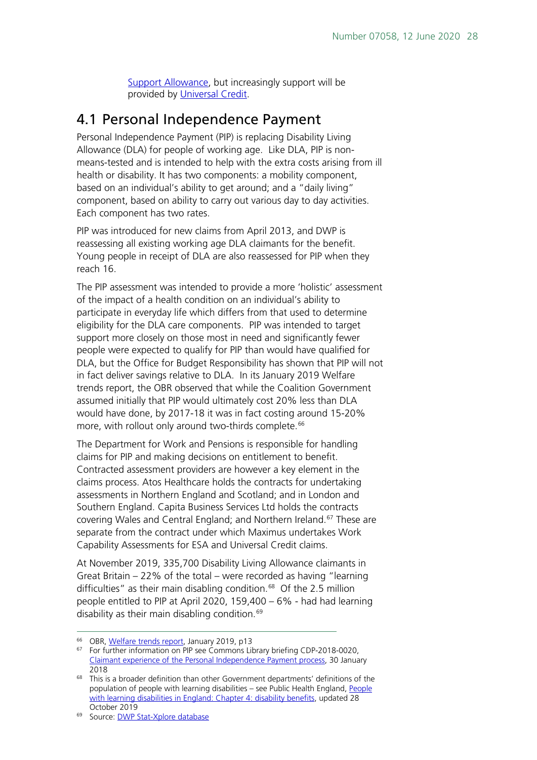Support Allowance, but increasingly support will be provided by Universal Credit.

## 4.1 Personal Independence Payment

Personal Independence Payment (PIP) is replacing Disability Living Allowance (DLA) for people of working age. Like DLA, PIP is non-means-tested and is intended to help with the extra costs arising from ill health or disability. It has two components: a mobility component, based on an individual's ability to get around; and a "daily living" component, based on ability to carry out various day to day activities. Each component has two rates.

PIP was introduced for new claims from April 2013, and DWP is reassessing all existing working age DLA claimants for the benefit. Young people in receipt of DLA are also reassessed for PIP when they reach 16.

The PIP assessment was intended to provide a more 'holistic' assessment of the impact of a health condition on an individual's ability to participate in everyday life which differs from that used to determine eligibility for the DLA care components. PIP was intended to target support more closely on those most in need and significantly fewer people were expected to qualify for PIP than would have qualified for DLA, but the Office for Budget Responsibility has shown that PIP will not in fact deliver savings relative to DLA. In its January 2019 Welfare trends report, the OBR observed that while the Coalition Government assumed initially that PIP would ultimately cost 20% less than DLA would have done, by 2017-18 it was in fact costing around 15-20% more, with rollout only around two-thirds complete.[66]

The Department for Work and Pensions is responsible for handling claims for PIP and making decisions on entitlement to benefit. Contracted assessment providers are however a key element in the claims process. Atos Healthcare holds the contracts for undertaking assessments in Northern England and Scotland; and in London and Southern England. Capita Business Services Ltd holds the contracts covering Wales and Central England; and Northern Ireland.[67] These are separate from the contract under which Maximus undertakes Work Capability Assessments for ESA and Universal Credit claims.

At November 2019, 335,700 Disability Living Allowance claimants in Great Britain – 22% of the total – were recorded as having "learning difficulties" as their main disabling condition.[68] Of the 2.5 million people entitled to PIP at April 2020, 159,400 – 6% - had had learning disability as their main disabling condition.[69]

---

[66] OBR, Welfare trends report, January 2019, p13

[67] For further information on PIP see Commons Library briefing CDP-2018-0020, Claimant experience of the Personal Independence Payment process, 30 January 2018

[68] This is a broader definition than other Government departments' definitions of the population of people with learning disabilities – see Public Health England, People with learning disabilities in England: Chapter 4: disability benefits, updated 28 October 2019

[69] Source: DWP Stat-Xplore database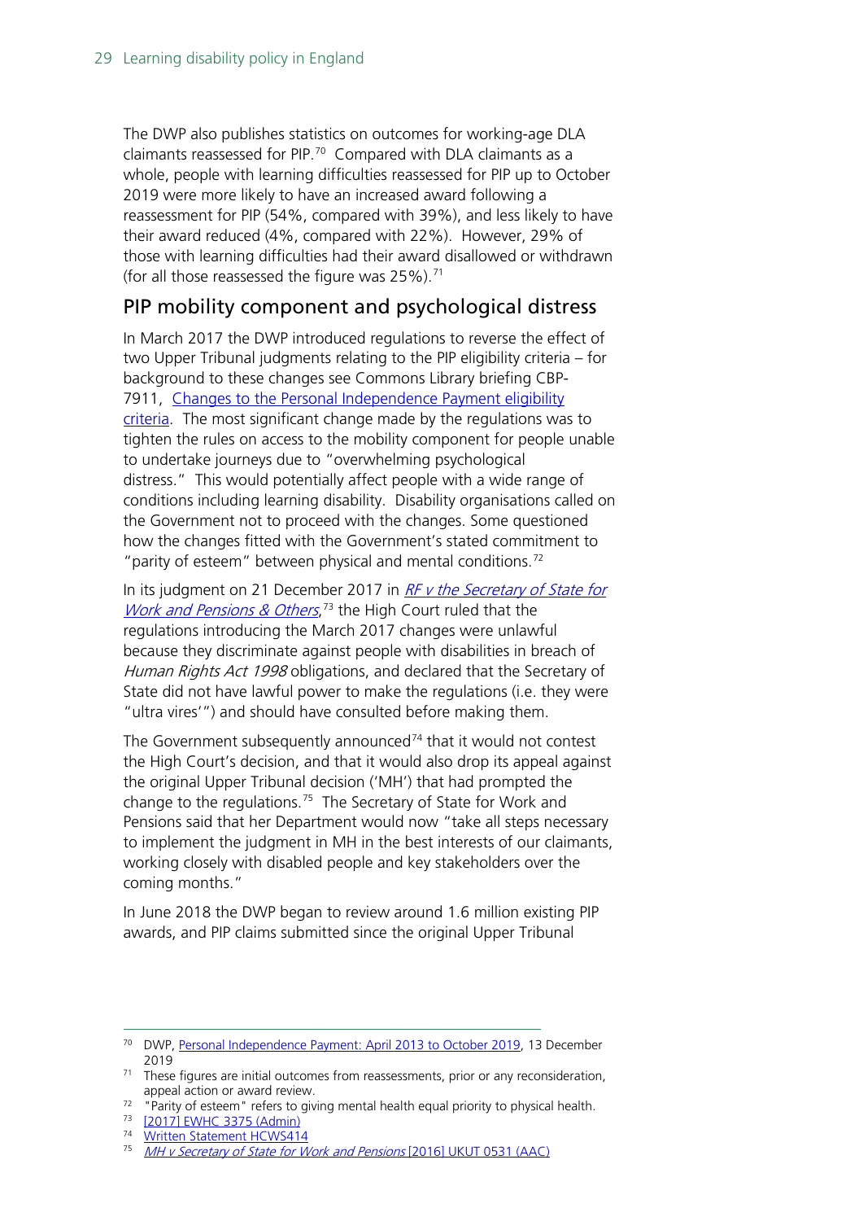The DWP also publishes statistics on outcomes for working-age DLA claimants reassessed for PIP.[70] Compared with DLA claimants as a whole, people with learning difficulties reassessed for PIP up to October 2019 were more likely to have an increased award following a reassessment for PIP (54%, compared with 39%), and less likely to have their award reduced (4%, compared with 22%). However, 29% of those with learning difficulties had their award disallowed or withdrawn (for all those reassessed the figure was 25%).[71]

## PIP mobility component and psychological distress

In March 2017 the DWP introduced regulations to reverse the effect of two Upper Tribunal judgments relating to the PIP eligibility criteria – for background to these changes see Commons Library briefing CBP-7911, Changes to the Personal Independence Payment eligibility criteria. The most significant change made by the regulations was to tighten the rules on access to the mobility component for people unable to undertake journeys due to "overwhelming psychological distress." This would potentially affect people with a wide range of conditions including learning disability. Disability organisations called on the Government not to proceed with the changes. Some questioned how the changes fitted with the Government's stated commitment to "parity of esteem" between physical and mental conditions.[72]

In its judgment on 21 December 2017 in *RF v the Secretary of State for Work and Pensions & Others*,[73] the High Court ruled that the regulations introducing the March 2017 changes were unlawful because they discriminate against people with disabilities in breach of *Human Rights Act 1998* obligations, and declared that the Secretary of State did not have lawful power to make the regulations (i.e. they were "ultra vires'") and should have consulted before making them.

The Government subsequently announced[74] that it would not contest the High Court's decision, and that it would also drop its appeal against the original Upper Tribunal decision ('MH') that had prompted the change to the regulations.[75] The Secretary of State for Work and Pensions said that her Department would now "take all steps necessary to implement the judgment in MH in the best interests of our claimants, working closely with disabled people and key stakeholders over the coming months."

In June 2018 the DWP began to review around 1.6 million existing PIP awards, and PIP claims submitted since the original Upper Tribunal

---

[70] DWP, Personal Independence Payment: April 2013 to October 2019, 13 December 2019

[71] These figures are initial outcomes from reassessments, prior or any reconsideration, appeal action or award review.

[72] "Parity of esteem" refers to giving mental health equal priority to physical health.

[73] [2017] EWHC 3375 (Admin)

[74] Written Statement HCWS414

[75] *MH v Secretary of State for Work and Pensions* [2016] UKUT 0531 (AAC)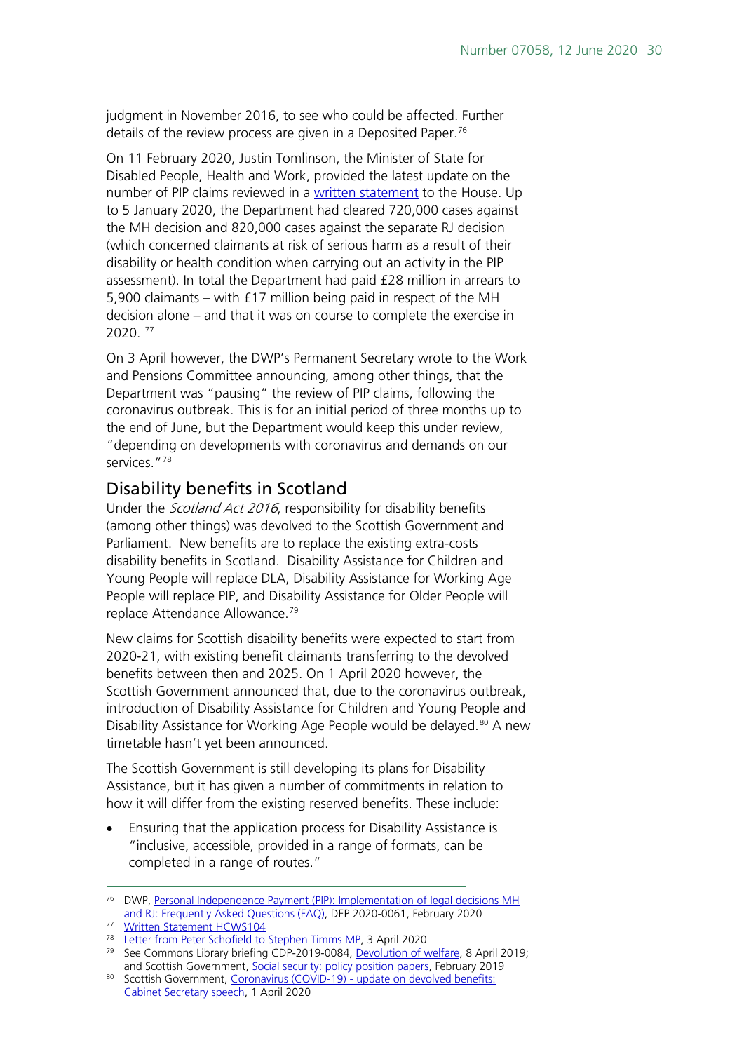judgment in November 2016, to see who could be affected. Further details of the review process are given in a Deposited Paper.[76]

On 11 February 2020, Justin Tomlinson, the Minister of State for Disabled People, Health and Work, provided the latest update on the number of PIP claims reviewed in a written statement to the House. Up to 5 January 2020, the Department had cleared 720,000 cases against the MH decision and 820,000 cases against the separate RJ decision (which concerned claimants at risk of serious harm as a result of their disability or health condition when carrying out an activity in the PIP assessment). In total the Department had paid £28 million in arrears to 5,900 claimants – with £17 million being paid in respect of the MH decision alone – and that it was on course to complete the exercise in 2020. [77]

On 3 April however, the DWP's Permanent Secretary wrote to the Work and Pensions Committee announcing, among other things, that the Department was "pausing" the review of PIP claims, following the coronavirus outbreak. This is for an initial period of three months up to the end of June, but the Department would keep this under review, "depending on developments with coronavirus and demands on our services."[78]

## Disability benefits in Scotland

Under the *Scotland Act 2016*, responsibility for disability benefits (among other things) was devolved to the Scottish Government and Parliament. New benefits are to replace the existing extra-costs disability benefits in Scotland. Disability Assistance for Children and Young People will replace DLA, Disability Assistance for Working Age People will replace PIP, and Disability Assistance for Older People will replace Attendance Allowance.[79]

New claims for Scottish disability benefits were expected to start from 2020-21, with existing benefit claimants transferring to the devolved benefits between then and 2025. On 1 April 2020 however, the Scottish Government announced that, due to the coronavirus outbreak, introduction of Disability Assistance for Children and Young People and Disability Assistance for Working Age People would be delayed.[80] A new timetable hasn't yet been announced.

The Scottish Government is still developing its plans for Disability Assistance, but it has given a number of commitments in relation to how it will differ from the existing reserved benefits. These include:

- Ensuring that the application process for Disability Assistance is "inclusive, accessible, provided in a range of formats, can be completed in a range of routes."

---

[76] DWP, Personal Independence Payment (PIP): Implementation of legal decisions MH and RJ: Frequently Asked Questions (FAQ), DEP 2020-0061, February 2020

[77] Written Statement HCWS104

[78] Letter from Peter Schofield to Stephen Timms MP, 3 April 2020

[79] See Commons Library briefing CDP-2019-0084, Devolution of welfare, 8 April 2019; and Scottish Government, Social security: policy position papers, February 2019

[80] Scottish Government, Coronavirus (COVID-19) - update on devolved benefits: Cabinet Secretary speech, 1 April 2020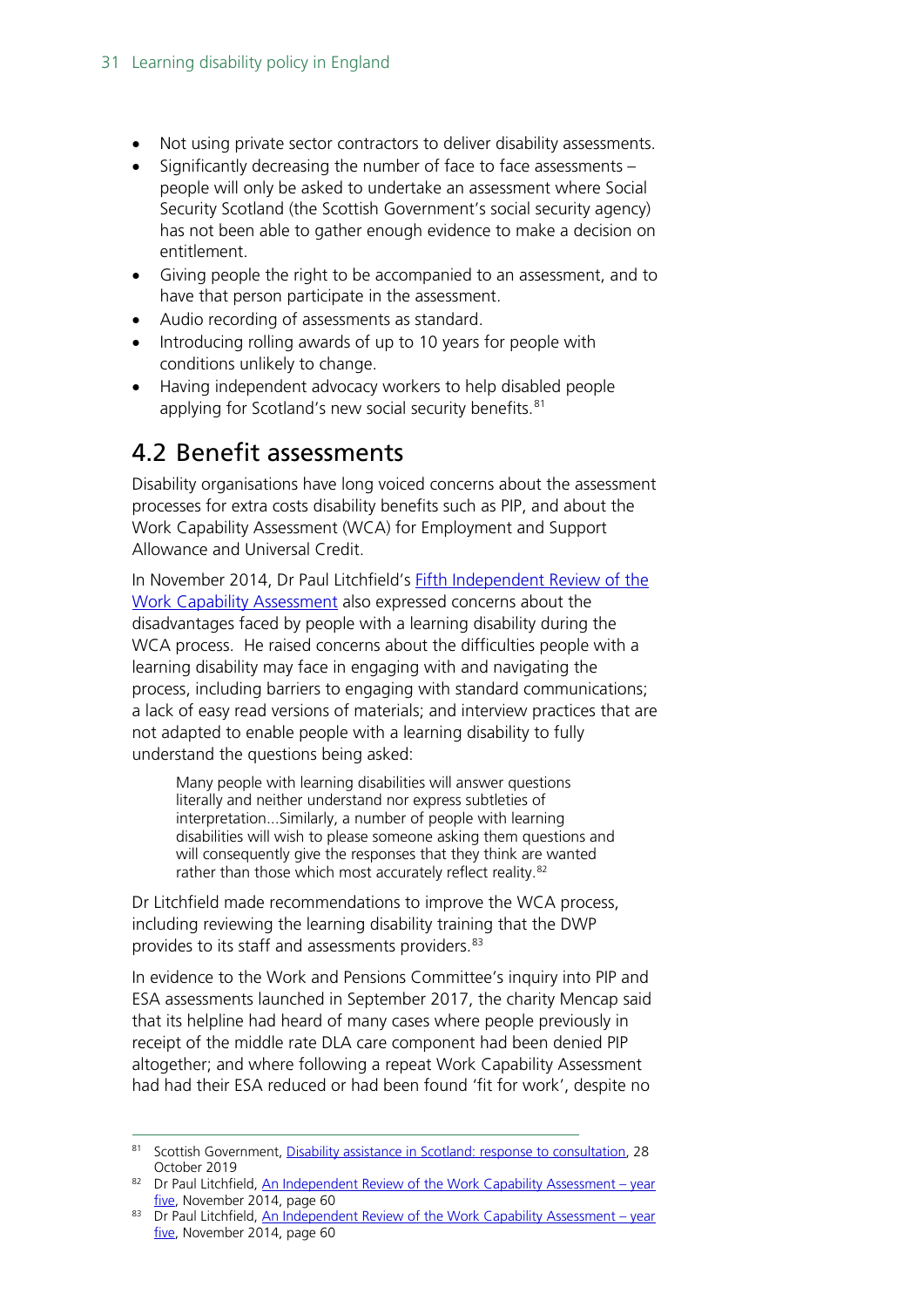- Not using private sector contractors to deliver disability assessments.
- Significantly decreasing the number of face to face assessments – people will only be asked to undertake an assessment where Social Security Scotland (the Scottish Government's social security agency) has not been able to gather enough evidence to make a decision on entitlement.
- Giving people the right to be accompanied to an assessment, and to have that person participate in the assessment.
- Audio recording of assessments as standard.
- Introducing rolling awards of up to 10 years for people with conditions unlikely to change.
- Having independent advocacy workers to help disabled people applying for Scotland's new social security benefits.[81]

## 4.2 Benefit assessments

Disability organisations have long voiced concerns about the assessment processes for extra costs disability benefits such as PIP, and about the Work Capability Assessment (WCA) for Employment and Support Allowance and Universal Credit.

In November 2014, Dr Paul Litchfield's Fifth Independent Review of the Work Capability Assessment also expressed concerns about the disadvantages faced by people with a learning disability during the WCA process. He raised concerns about the difficulties people with a learning disability may face in engaging with and navigating the process, including barriers to engaging with standard communications; a lack of easy read versions of materials; and interview practices that are not adapted to enable people with a learning disability to fully understand the questions being asked:

> Many people with learning disabilities will answer questions literally and neither understand nor express subtleties of interpretation...Similarly, a number of people with learning disabilities will wish to please someone asking them questions and will consequently give the responses that they think are wanted rather than those which most accurately reflect reality.[82]

Dr Litchfield made recommendations to improve the WCA process, including reviewing the learning disability training that the DWP provides to its staff and assessments providers.[83]

In evidence to the Work and Pensions Committee's inquiry into PIP and ESA assessments launched in September 2017, the charity Mencap said that its helpline had heard of many cases where people previously in receipt of the middle rate DLA care component had been denied PIP altogether; and where following a repeat Work Capability Assessment had had their ESA reduced or had been found 'fit for work', despite no

---

[81] Scottish Government, Disability assistance in Scotland: response to consultation, 28 October 2019

[82] Dr Paul Litchfield, An Independent Review of the Work Capability Assessment – year five, November 2014, page 60

[83] Dr Paul Litchfield, An Independent Review of the Work Capability Assessment – year five, November 2014, page 60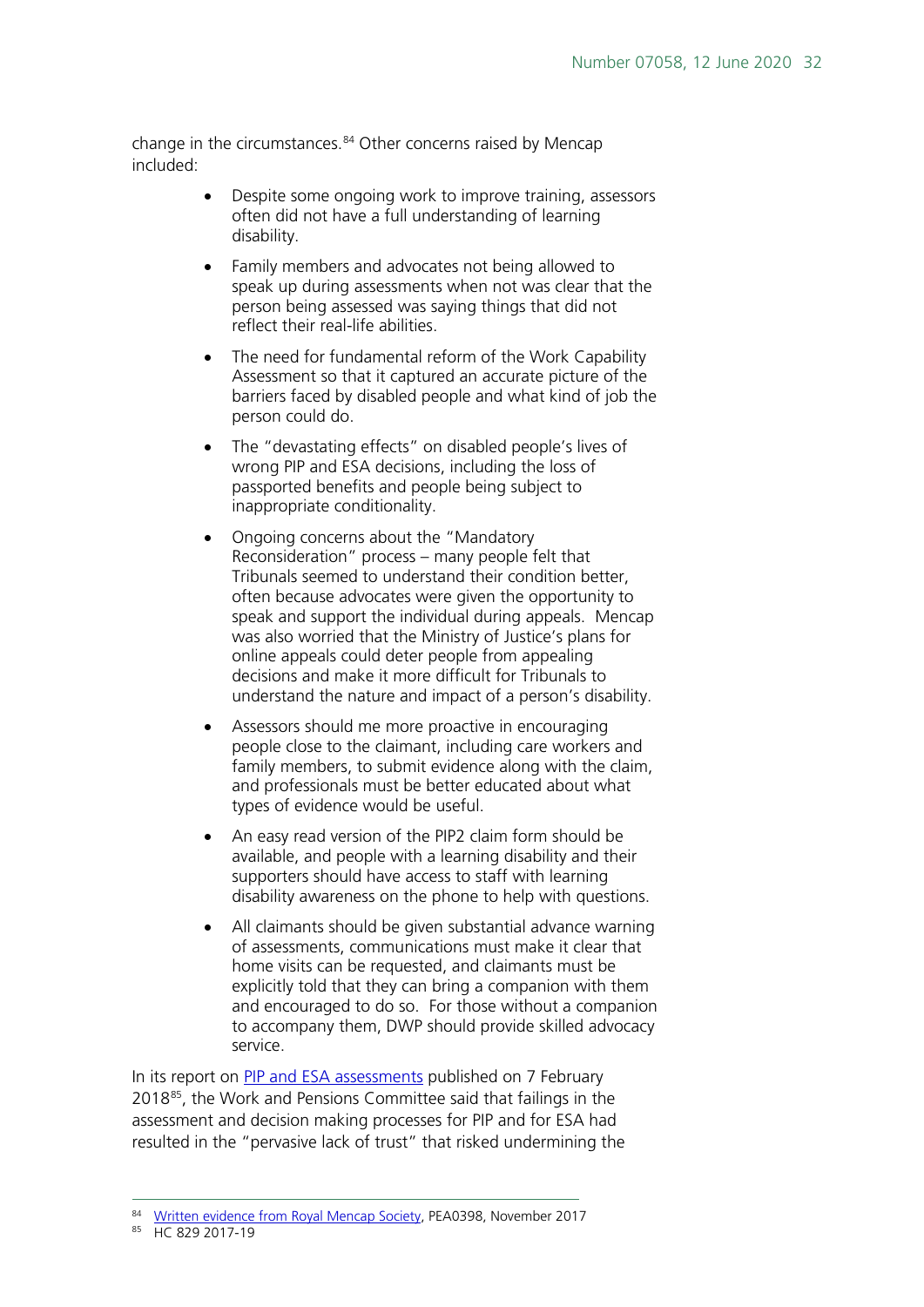change in the circumstances.[84] Other concerns raised by Mencap included:

- Despite some ongoing work to improve training, assessors often did not have a full understanding of learning disability.
- Family members and advocates not being allowed to speak up during assessments when not was clear that the person being assessed was saying things that did not reflect their real-life abilities.
- The need for fundamental reform of the Work Capability Assessment so that it captured an accurate picture of the barriers faced by disabled people and what kind of job the person could do.
- The "devastating effects" on disabled people's lives of wrong PIP and ESA decisions, including the loss of passported benefits and people being subject to inappropriate conditionality.
- Ongoing concerns about the "Mandatory Reconsideration" process – many people felt that Tribunals seemed to understand their condition better, often because advocates were given the opportunity to speak and support the individual during appeals. Mencap was also worried that the Ministry of Justice's plans for online appeals could deter people from appealing decisions and make it more difficult for Tribunals to understand the nature and impact of a person's disability.
- Assessors should me more proactive in encouraging people close to the claimant, including care workers and family members, to submit evidence along with the claim, and professionals must be better educated about what types of evidence would be useful.
- An easy read version of the PIP2 claim form should be available, and people with a learning disability and their supporters should have access to staff with learning disability awareness on the phone to help with questions.
- All claimants should be given substantial advance warning of assessments, communications must make it clear that home visits can be requested, and claimants must be explicitly told that they can bring a companion with them and encouraged to do so. For those without a companion to accompany them, DWP should provide skilled advocacy service.

In its report on [PIP and ESA assessments](#) published on 7 February 2018[85], the Work and Pensions Committee said that failings in the assessment and decision making processes for PIP and for ESA had resulted in the "pervasive lack of trust" that risked undermining the

---

[84] [Written evidence from Royal Mencap Society](#), PEA0398, November 2017

[85] HC 829 2017-19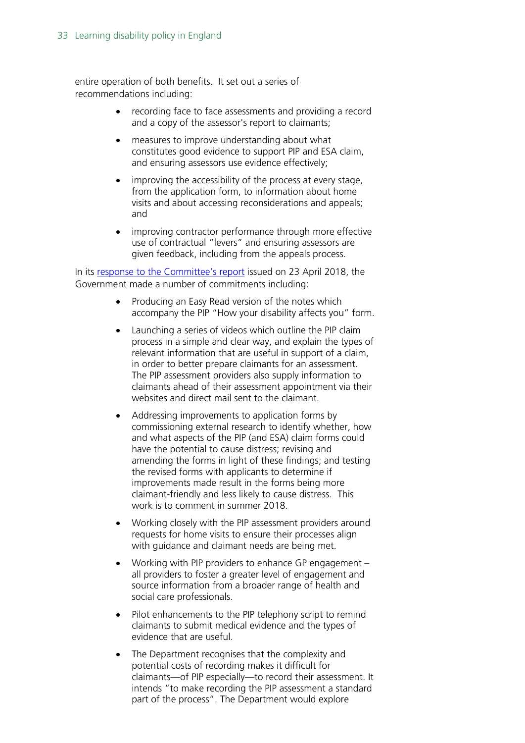entire operation of both benefits. It set out a series of recommendations including:

- recording face to face assessments and providing a record and a copy of the assessor's report to claimants;
- measures to improve understanding about what constitutes good evidence to support PIP and ESA claim, and ensuring assessors use evidence effectively;
- improving the accessibility of the process at every stage, from the application form, to information about home visits and about accessing reconsiderations and appeals; and
- improving contractor performance through more effective use of contractual "levers" and ensuring assessors are given feedback, including from the appeals process.

In its [response to the Committee's report](#) issued on 23 April 2018, the Government made a number of commitments including:

- Producing an Easy Read version of the notes which accompany the PIP "How your disability affects you" form.
- Launching a series of videos which outline the PIP claim process in a simple and clear way, and explain the types of relevant information that are useful in support of a claim, in order to better prepare claimants for an assessment. The PIP assessment providers also supply information to claimants ahead of their assessment appointment via their websites and direct mail sent to the claimant.
- Addressing improvements to application forms by commissioning external research to identify whether, how and what aspects of the PIP (and ESA) claim forms could have the potential to cause distress; revising and amending the forms in light of these findings; and testing the revised forms with applicants to determine if improvements made result in the forms being more claimant-friendly and less likely to cause distress. This work is to comment in summer 2018.
- Working closely with the PIP assessment providers around requests for home visits to ensure their processes align with guidance and claimant needs are being met.
- Working with PIP providers to enhance GP engagement – all providers to foster a greater level of engagement and source information from a broader range of health and social care professionals.
- Pilot enhancements to the PIP telephony script to remind claimants to submit medical evidence and the types of evidence that are useful.
- The Department recognises that the complexity and potential costs of recording makes it difficult for claimants—of PIP especially—to record their assessment. It intends "to make recording the PIP assessment a standard part of the process". The Department would explore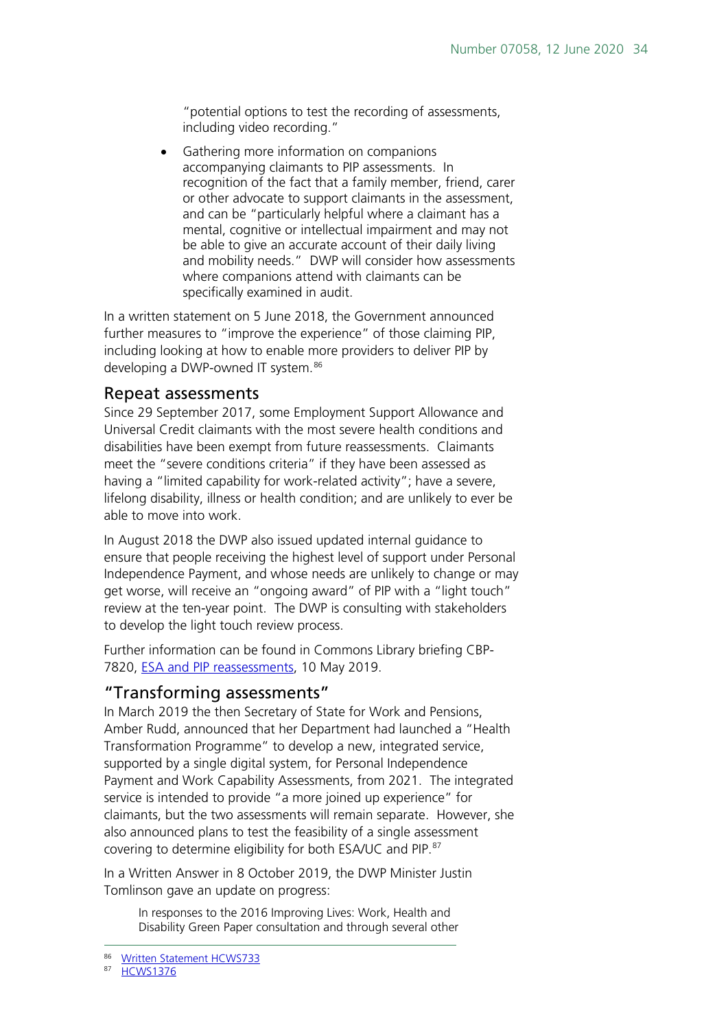"potential options to test the recording of assessments, including video recording."

- Gathering more information on companions accompanying claimants to PIP assessments. In recognition of the fact that a family member, friend, carer or other advocate to support claimants in the assessment, and can be "particularly helpful where a claimant has a mental, cognitive or intellectual impairment and may not be able to give an accurate account of their daily living and mobility needs." DWP will consider how assessments where companions attend with claimants can be specifically examined in audit.

In a written statement on 5 June 2018, the Government announced further measures to "improve the experience" of those claiming PIP, including looking at how to enable more providers to deliver PIP by developing a DWP-owned IT system.[86]

## Repeat assessments

Since 29 September 2017, some Employment Support Allowance and Universal Credit claimants with the most severe health conditions and disabilities have been exempt from future reassessments. Claimants meet the "severe conditions criteria" if they have been assessed as having a "limited capability for work-related activity"; have a severe, lifelong disability, illness or health condition; and are unlikely to ever be able to move into work.

In August 2018 the DWP also issued updated internal guidance to ensure that people receiving the highest level of support under Personal Independence Payment, and whose needs are unlikely to change or may get worse, will receive an "ongoing award" of PIP with a "light touch" review at the ten-year point. The DWP is consulting with stakeholders to develop the light touch review process.

Further information can be found in Commons Library briefing CBP-7820, [ESA and PIP reassessments](), 10 May 2019.

## "Transforming assessments"

In March 2019 the then Secretary of State for Work and Pensions, Amber Rudd, announced that her Department had launched a "Health Transformation Programme" to develop a new, integrated service, supported by a single digital system, for Personal Independence Payment and Work Capability Assessments, from 2021. The integrated service is intended to provide "a more joined up experience" for claimants, but the two assessments will remain separate. However, she also announced plans to test the feasibility of a single assessment covering to determine eligibility for both ESA/UC and PIP.[87]

In a Written Answer in 8 October 2019, the DWP Minister Justin Tomlinson gave an update on progress:

> In responses to the 2016 Improving Lives: Work, Health and Disability Green Paper consultation and through several other

---

[86] Written Statement HCWS733

[87] HCWS1376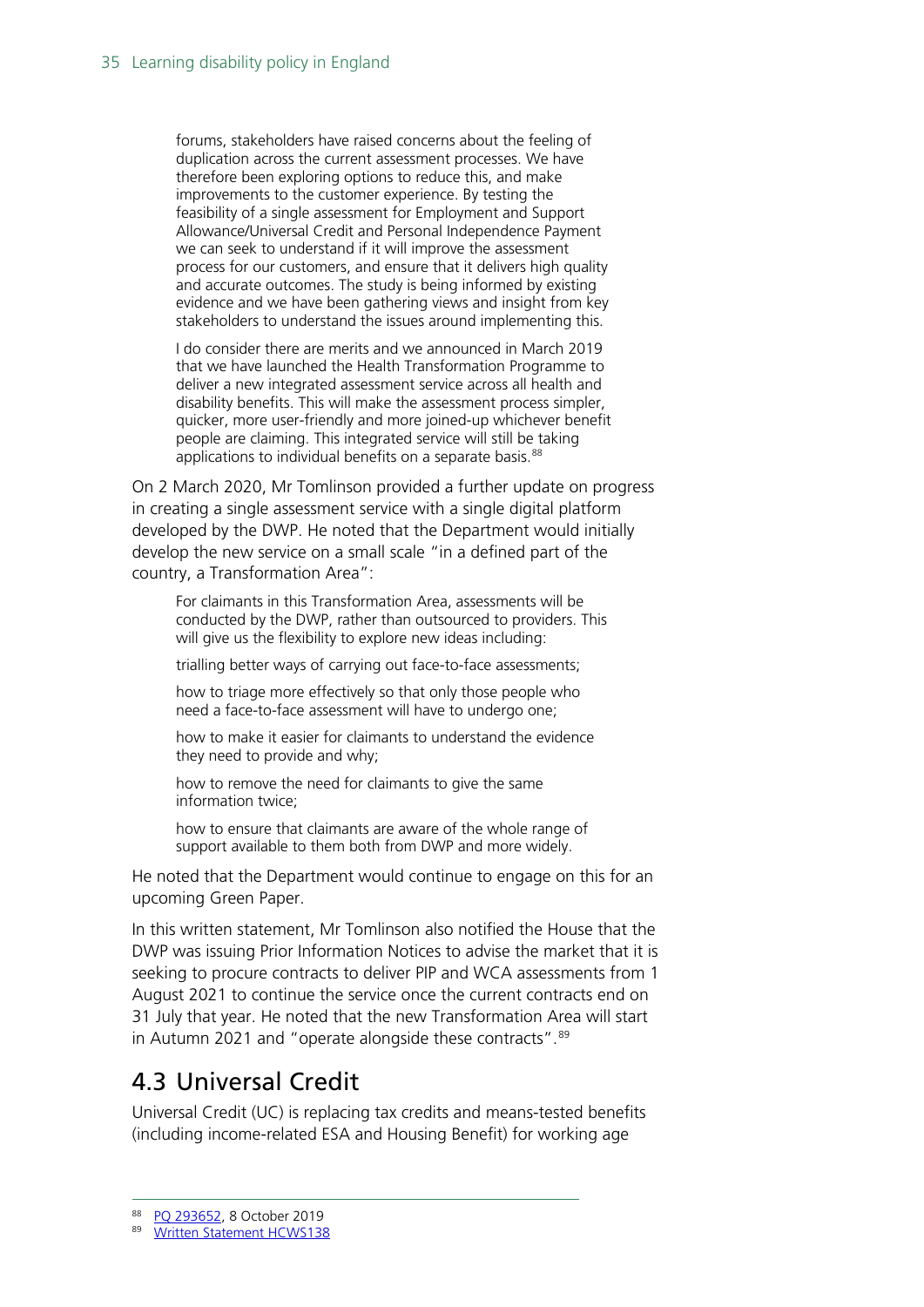> forums, stakeholders have raised concerns about the feeling of duplication across the current assessment processes. We have therefore been exploring options to reduce this, and make improvements to the customer experience. By testing the feasibility of a single assessment for Employment and Support Allowance/Universal Credit and Personal Independence Payment we can seek to understand if it will improve the assessment process for our customers, and ensure that it delivers high quality and accurate outcomes. The study is being informed by existing evidence and we have been gathering views and insight from key stakeholders to understand the issues around implementing this.
>
> I do consider there are merits and we announced in March 2019 that we have launched the Health Transformation Programme to deliver a new integrated assessment service across all health and disability benefits. This will make the assessment process simpler, quicker, more user-friendly and more joined-up whichever benefit people are claiming. This integrated service will still be taking applications to individual benefits on a separate basis.[88]

On 2 March 2020, Mr Tomlinson provided a further update on progress in creating a single assessment service with a single digital platform developed by the DWP. He noted that the Department would initially develop the new service on a small scale "in a defined part of the country, a Transformation Area":

> For claimants in this Transformation Area, assessments will be conducted by the DWP, rather than outsourced to providers. This will give us the flexibility to explore new ideas including:
>
> trialling better ways of carrying out face-to-face assessments;
>
> how to triage more effectively so that only those people who need a face-to-face assessment will have to undergo one;
>
> how to make it easier for claimants to understand the evidence they need to provide and why;
>
> how to remove the need for claimants to give the same information twice;
>
> how to ensure that claimants are aware of the whole range of support available to them both from DWP and more widely.

He noted that the Department would continue to engage on this for an upcoming Green Paper.

In this written statement, Mr Tomlinson also notified the House that the DWP was issuing Prior Information Notices to advise the market that it is seeking to procure contracts to deliver PIP and WCA assessments from 1 August 2021 to continue the service once the current contracts end on 31 July that year. He noted that the new Transformation Area will start in Autumn 2021 and "operate alongside these contracts".[89]

## 4.3 Universal Credit

Universal Credit (UC) is replacing tax credits and means-tested benefits (including income-related ESA and Housing Benefit) for working age

---

[88] PQ 293652, 8 October 2019

[89] Written Statement HCWS138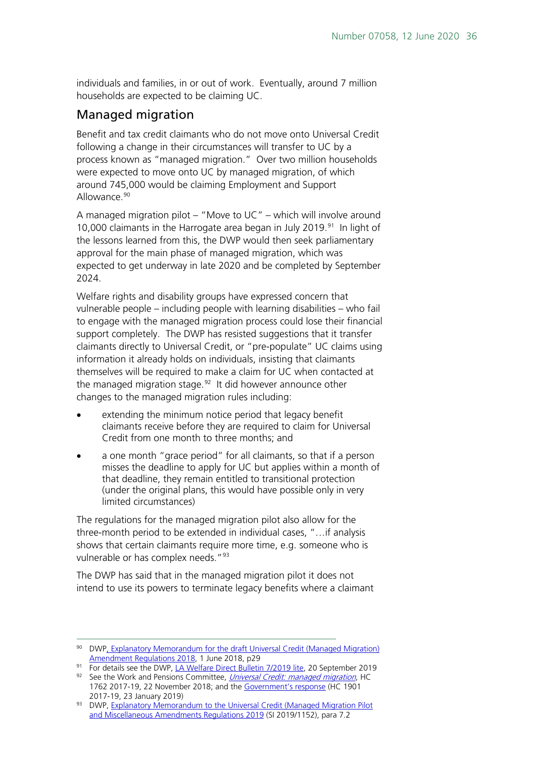individuals and families, in or out of work. Eventually, around 7 million households are expected to be claiming UC.

## Managed migration

Benefit and tax credit claimants who do not move onto Universal Credit following a change in their circumstances will transfer to UC by a process known as "managed migration." Over two million households were expected to move onto UC by managed migration, of which around 745,000 would be claiming Employment and Support Allowance.[90]

A managed migration pilot – "Move to UC" – which will involve around 10,000 claimants in the Harrogate area began in July 2019.[91] In light of the lessons learned from this, the DWP would then seek parliamentary approval for the main phase of managed migration, which was expected to get underway in late 2020 and be completed by September 2024.

Welfare rights and disability groups have expressed concern that vulnerable people – including people with learning disabilities – who fail to engage with the managed migration process could lose their financial support completely. The DWP has resisted suggestions that it transfer claimants directly to Universal Credit, or "pre-populate" UC claims using information it already holds on individuals, insisting that claimants themselves will be required to make a claim for UC when contacted at the managed migration stage.[92] It did however announce other changes to the managed migration rules including:

- extending the minimum notice period that legacy benefit claimants receive before they are required to claim for Universal Credit from one month to three months; and
- a one month "grace period" for all claimants, so that if a person misses the deadline to apply for UC but applies within a month of that deadline, they remain entitled to transitional protection (under the original plans, this would have possible only in very limited circumstances)

The regulations for the managed migration pilot also allow for the three-month period to be extended in individual cases, "…if analysis shows that certain claimants require more time, e.g. someone who is vulnerable or has complex needs."[93]

The DWP has said that in the managed migration pilot it does not intend to use its powers to terminate legacy benefits where a claimant

---

90 DWP, Explanatory Memorandum for the draft Universal Credit (Managed Migration) Amendment Regulations 2018, 1 June 2018, p29

91 For details see the DWP, LA Welfare Direct Bulletin 7/2019 lite, 20 September 2019

92 See the Work and Pensions Committee, *Universal Credit: managed migration*, HC 1762 2017-19, 22 November 2018; and the Government's response (HC 1901 2017-19, 23 January 2019)

93 DWP, Explanatory Memorandum to the Universal Credit (Managed Migration Pilot and Miscellaneous Amendments Regulations 2019 (SI 2019/1152), para 7.2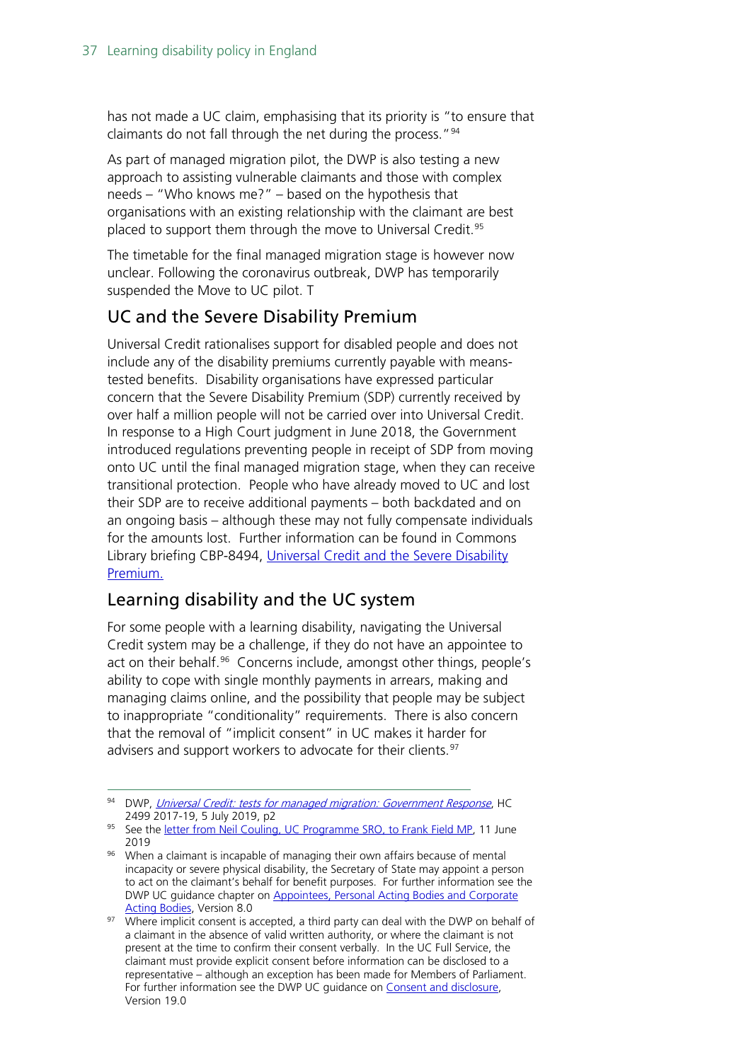has not made a UC claim, emphasising that its priority is "to ensure that claimants do not fall through the net during the process."[94]

As part of managed migration pilot, the DWP is also testing a new approach to assisting vulnerable claimants and those with complex needs – "Who knows me?" – based on the hypothesis that organisations with an existing relationship with the claimant are best placed to support them through the move to Universal Credit.[95]

The timetable for the final managed migration stage is however now unclear. Following the coronavirus outbreak, DWP has temporarily suspended the Move to UC pilot. T

## UC and the Severe Disability Premium

Universal Credit rationalises support for disabled people and does not include any of the disability premiums currently payable with means-tested benefits. Disability organisations have expressed particular concern that the Severe Disability Premium (SDP) currently received by over half a million people will not be carried over into Universal Credit. In response to a High Court judgment in June 2018, the Government introduced regulations preventing people in receipt of SDP from moving onto UC until the final managed migration stage, when they can receive transitional protection. People who have already moved to UC and lost their SDP are to receive additional payments – both backdated and on an ongoing basis – although these may not fully compensate individuals for the amounts lost. Further information can be found in Commons Library briefing CBP-8494, Universal Credit and the Severe Disability Premium.

## Learning disability and the UC system

For some people with a learning disability, navigating the Universal Credit system may be a challenge, if they do not have an appointee to act on their behalf.[96] Concerns include, amongst other things, people's ability to cope with single monthly payments in arrears, making and managing claims online, and the possibility that people may be subject to inappropriate "conditionality" requirements. There is also concern that the removal of "implicit consent" in UC makes it harder for advisers and support workers to advocate for their clients.[97]

---

[94] DWP, *Universal Credit: tests for managed migration: Government Response*, HC 2499 2017-19, 5 July 2019, p2

[95] See the letter from Neil Couling, UC Programme SRO, to Frank Field MP, 11 June 2019

[96] When a claimant is incapable of managing their own affairs because of mental incapacity or severe physical disability, the Secretary of State may appoint a person to act on the claimant's behalf for benefit purposes. For further information see the DWP UC guidance chapter on Appointees, Personal Acting Bodies and Corporate Acting Bodies, Version 8.0

[97] Where implicit consent is accepted, a third party can deal with the DWP on behalf of a claimant in the absence of valid written authority, or where the claimant is not present at the time to confirm their consent verbally. In the UC Full Service, the claimant must provide explicit consent before information can be disclosed to a representative – although an exception has been made for Members of Parliament. For further information see the DWP UC guidance on Consent and disclosure, Version 19.0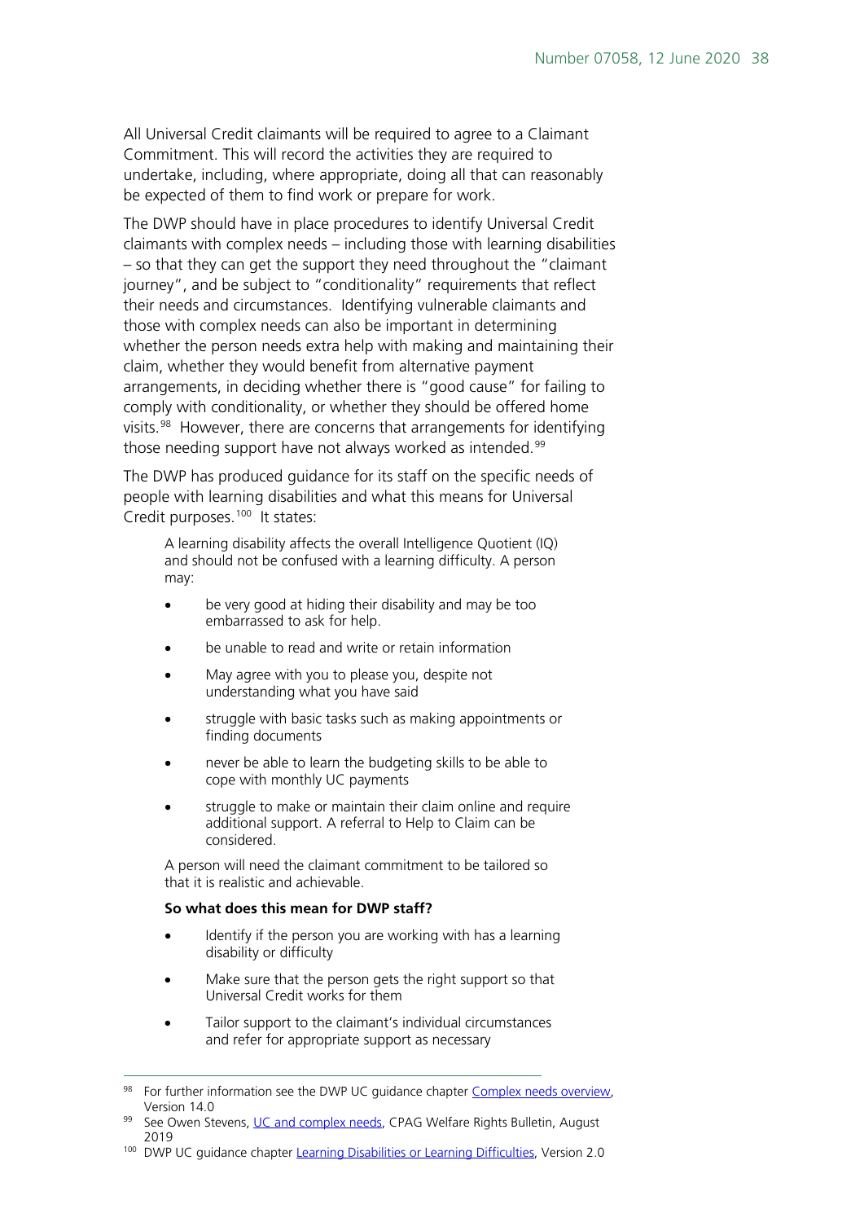All Universal Credit claimants will be required to agree to a Claimant Commitment. This will record the activities they are required to undertake, including, where appropriate, doing all that can reasonably be expected of them to find work or prepare for work.

The DWP should have in place procedures to identify Universal Credit claimants with complex needs – including those with learning disabilities – so that they can get the support they need throughout the "claimant journey", and be subject to "conditionality" requirements that reflect their needs and circumstances. Identifying vulnerable claimants and those with complex needs can also be important in determining whether the person needs extra help with making and maintaining their claim, whether they would benefit from alternative payment arrangements, in deciding whether there is "good cause" for failing to comply with conditionality, or whether they should be offered home visits.[98] However, there are concerns that arrangements for identifying those needing support have not always worked as intended.[99]

The DWP has produced guidance for its staff on the specific needs of people with learning disabilities and what this means for Universal Credit purposes.[100] It states:

> A learning disability affects the overall Intelligence Quotient (IQ) and should not be confused with a learning difficulty. A person may:
>
> - be very good at hiding their disability and may be too embarrassed to ask for help.
> - be unable to read and write or retain information
> - May agree with you to please you, despite not understanding what you have said
> - struggle with basic tasks such as making appointments or finding documents
> - never be able to learn the budgeting skills to be able to cope with monthly UC payments
> - struggle to make or maintain their claim online and require additional support. A referral to Help to Claim can be considered.
>
> A person will need the claimant commitment to be tailored so that it is realistic and achievable.
>
> **So what does this mean for DWP staff?**
>
> - Identify if the person you are working with has a learning disability or difficulty
> - Make sure that the person gets the right support so that Universal Credit works for them
> - Tailor support to the claimant's individual circumstances and refer for appropriate support as necessary

---

[98] For further information see the DWP UC guidance chapter Complex needs overview, Version 14.0

[99] See Owen Stevens, UC and complex needs, CPAG Welfare Rights Bulletin, August 2019

[100] DWP UC guidance chapter Learning Disabilities or Learning Difficulties, Version 2.0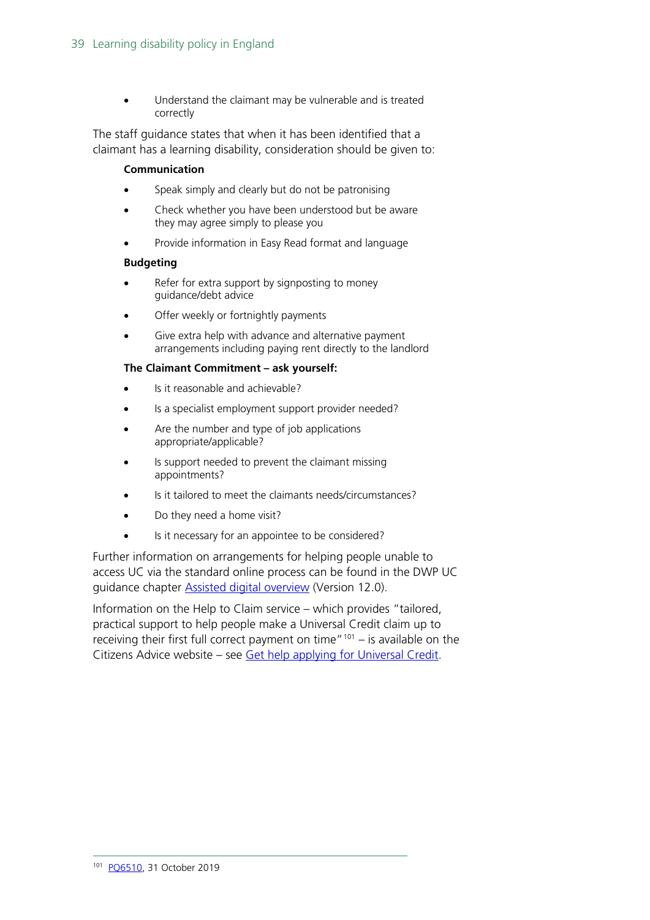- Understand the claimant may be vulnerable and is treated correctly

The staff guidance states that when it has been identified that a claimant has a learning disability, consideration should be given to:

**Communication**

- Speak simply and clearly but do not be patronising
- Check whether you have been understood but be aware they may agree simply to please you
- Provide information in Easy Read format and language

**Budgeting**

- Refer for extra support by signposting to money guidance/debt advice
- Offer weekly or fortnightly payments
- Give extra help with advance and alternative payment arrangements including paying rent directly to the landlord

**The Claimant Commitment – ask yourself:**

- Is it reasonable and achievable?
- Is a specialist employment support provider needed?
- Are the number and type of job applications appropriate/applicable?
- Is support needed to prevent the claimant missing appointments?
- Is it tailored to meet the claimants needs/circumstances?
- Do they need a home visit?
- Is it necessary for an appointee to be considered?

Further information on arrangements for helping people unable to access UC via the standard online process can be found in the DWP UC guidance chapter Assisted digital overview (Version 12.0).

Information on the Help to Claim service – which provides "tailored, practical support to help people make a Universal Credit claim up to receiving their first full correct payment on time"[101] – is available on the Citizens Advice website – see Get help applying for Universal Credit.

---

[101] PQ6510, 31 October 2019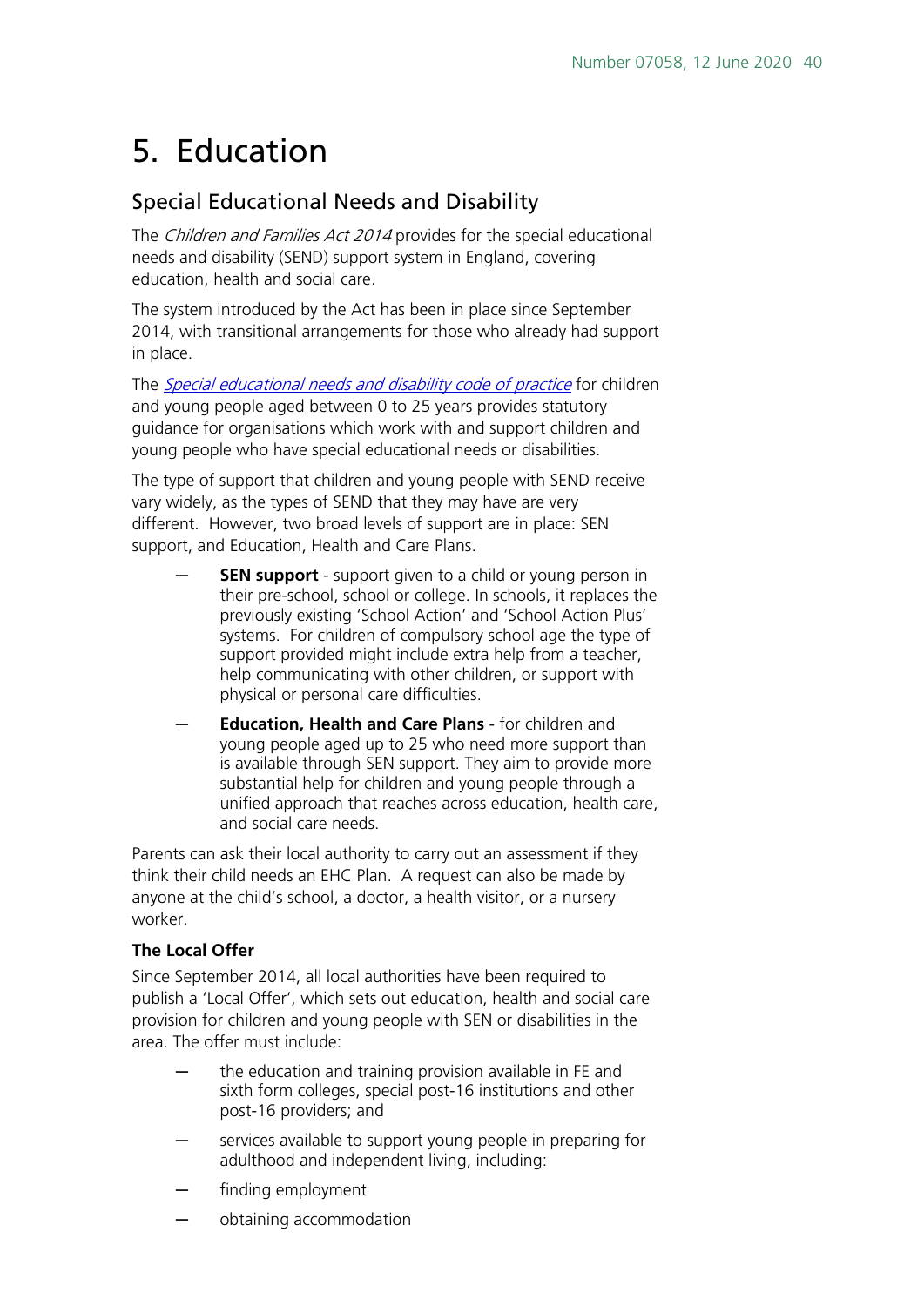# 5. Education

## Special Educational Needs and Disability

The *Children and Families Act 2014* provides for the special educational needs and disability (SEND) support system in England, covering education, health and social care.

The system introduced by the Act has been in place since September 2014, with transitional arrangements for those who already had support in place.

The *Special educational needs and disability code of practice* for children and young people aged between 0 to 25 years provides statutory guidance for organisations which work with and support children and young people who have special educational needs or disabilities.

The type of support that children and young people with SEND receive vary widely, as the types of SEND that they may have are very different. However, two broad levels of support are in place: SEN support, and Education, Health and Care Plans.

- **SEN support** - support given to a child or young person in their pre-school, school or college. In schools, it replaces the previously existing 'School Action' and 'School Action Plus' systems. For children of compulsory school age the type of support provided might include extra help from a teacher, help communicating with other children, or support with physical or personal care difficulties.
- **Education, Health and Care Plans** - for children and young people aged up to 25 who need more support than is available through SEN support. They aim to provide more substantial help for children and young people through a unified approach that reaches across education, health care, and social care needs.

Parents can ask their local authority to carry out an assessment if they think their child needs an EHC Plan. A request can also be made by anyone at the child's school, a doctor, a health visitor, or a nursery worker.

### The Local Offer

Since September 2014, all local authorities have been required to publish a 'Local Offer', which sets out education, health and social care provision for children and young people with SEN or disabilities in the area. The offer must include:

- the education and training provision available in FE and sixth form colleges, special post-16 institutions and other post-16 providers; and
- services available to support young people in preparing for adulthood and independent living, including:
- finding employment
- obtaining accommodation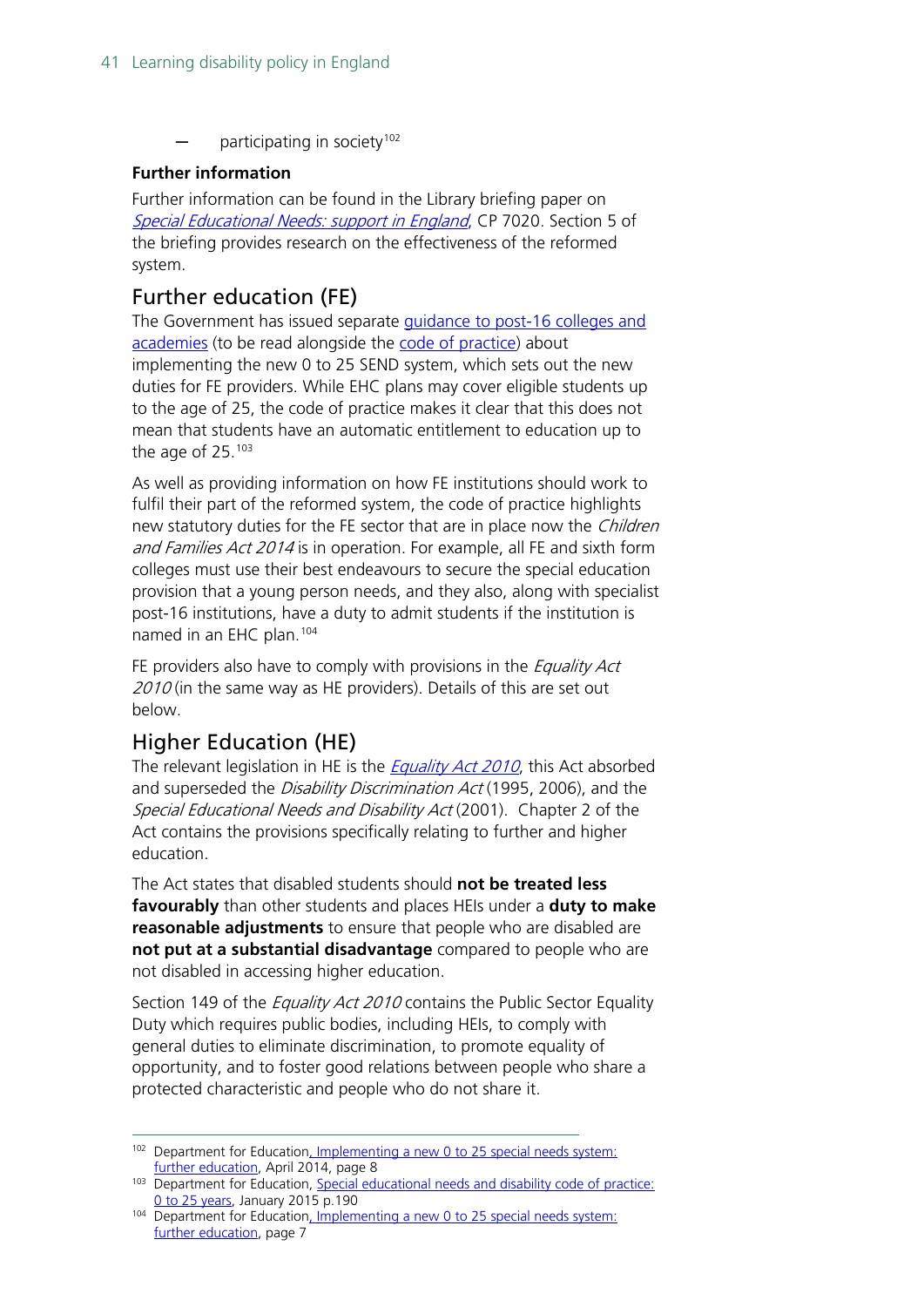- participating in society[102]

**Further information**

Further information can be found in the Library briefing paper on *Special Educational Needs: support in England*, CP 7020. Section 5 of the briefing provides research on the effectiveness of the reformed system.

## Further education (FE)

The Government has issued separate guidance to post-16 colleges and academies (to be read alongside the code of practice) about implementing the new 0 to 25 SEND system, which sets out the new duties for FE providers. While EHC plans may cover eligible students up to the age of 25, the code of practice makes it clear that this does not mean that students have an automatic entitlement to education up to the age of 25.[103]

As well as providing information on how FE institutions should work to fulfil their part of the reformed system, the code of practice highlights new statutory duties for the FE sector that are in place now the *Children and Families Act 2014* is in operation. For example, all FE and sixth form colleges must use their best endeavours to secure the special education provision that a young person needs, and they also, along with specialist post-16 institutions, have a duty to admit students if the institution is named in an EHC plan.[104]

FE providers also have to comply with provisions in the *Equality Act 2010* (in the same way as HE providers). Details of this are set out below.

## Higher Education (HE)

The relevant legislation in HE is the *Equality Act 2010*, this Act absorbed and superseded the *Disability Discrimination Act* (1995, 2006), and the *Special Educational Needs and Disability Act* (2001). Chapter 2 of the Act contains the provisions specifically relating to further and higher education.

The Act states that disabled students should **not be treated less favourably** than other students and places HEIs under a **duty to make reasonable adjustments** to ensure that people who are disabled are **not put at a substantial disadvantage** compared to people who are not disabled in accessing higher education.

Section 149 of the *Equality Act 2010* contains the Public Sector Equality Duty which requires public bodies, including HEIs, to comply with general duties to eliminate discrimination, to promote equality of opportunity, and to foster good relations between people who share a protected characteristic and people who do not share it.

---

[102] Department for Education, Implementing a new 0 to 25 special needs system: further education, April 2014, page 8

[103] Department for Education, Special educational needs and disability code of practice: 0 to 25 years, January 2015 p.190

[104] Department for Education, Implementing a new 0 to 25 special needs system: further education, page 7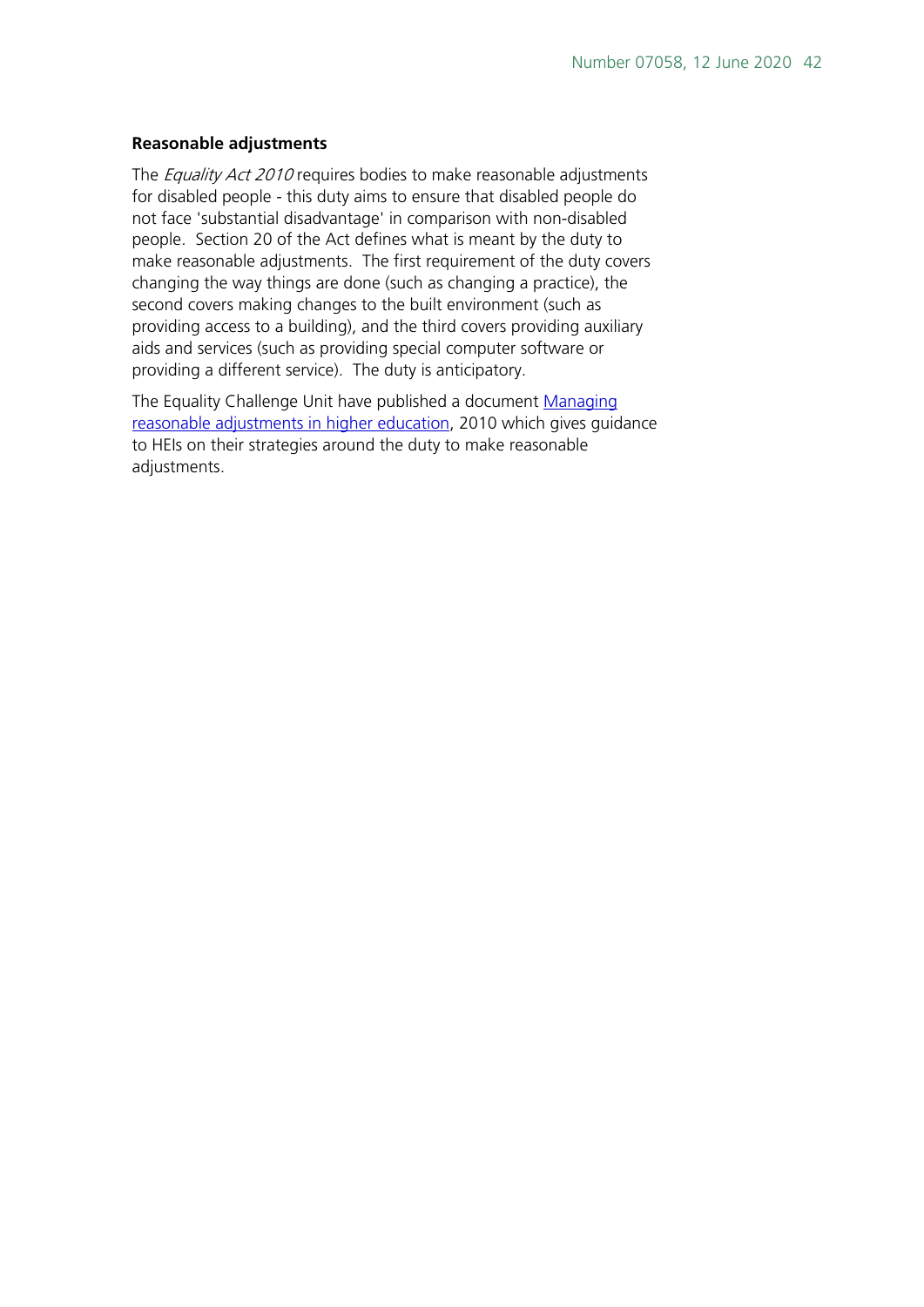**Reasonable adjustments**

The *Equality Act 2010* requires bodies to make reasonable adjustments for disabled people - this duty aims to ensure that disabled people do not face 'substantial disadvantage' in comparison with non-disabled people. Section 20 of the Act defines what is meant by the duty to make reasonable adjustments. The first requirement of the duty covers changing the way things are done (such as changing a practice), the second covers making changes to the built environment (such as providing access to a building), and the third covers providing auxiliary aids and services (such as providing special computer software or providing a different service). The duty is anticipatory.

The Equality Challenge Unit have published a document Managing reasonable adjustments in higher education, 2010 which gives guidance to HEIs on their strategies around the duty to make reasonable adjustments.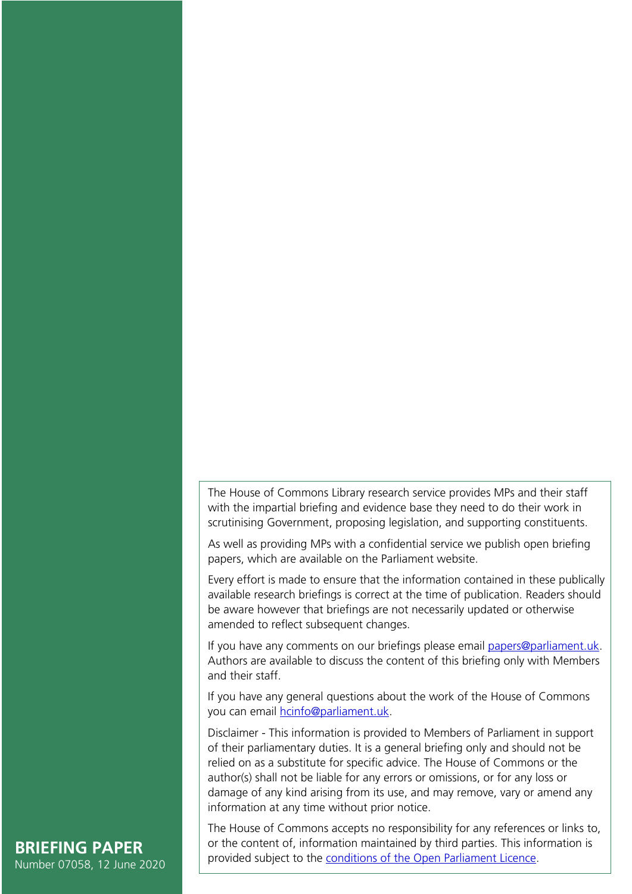The House of Commons Library research service provides MPs and their staff with the impartial briefing and evidence base they need to do their work in scrutinising Government, proposing legislation, and supporting constituents.

As well as providing MPs with a confidential service we publish open briefing papers, which are available on the Parliament website.

Every effort is made to ensure that the information contained in these publically available research briefings is correct at the time of publication. Readers should be aware however that briefings are not necessarily updated or otherwise amended to reflect subsequent changes.

If you have any comments on our briefings please email papers@parliament.uk. Authors are available to discuss the content of this briefing only with Members and their staff.

If you have any general questions about the work of the House of Commons you can email hcinfo@parliament.uk.

Disclaimer - This information is provided to Members of Parliament in support of their parliamentary duties. It is a general briefing only and should not be relied on as a substitute for specific advice. The House of Commons or the author(s) shall not be liable for any errors or omissions, or for any loss or damage of any kind arising from its use, and may remove, vary or amend any information at any time without prior notice.

The House of Commons accepts no responsibility for any references or links to, or the content of, information maintained by third parties. This information is provided subject to the conditions of the Open Parliament Licence.

**BRIEFING PAPER**
Number 07058, 12 June 2020